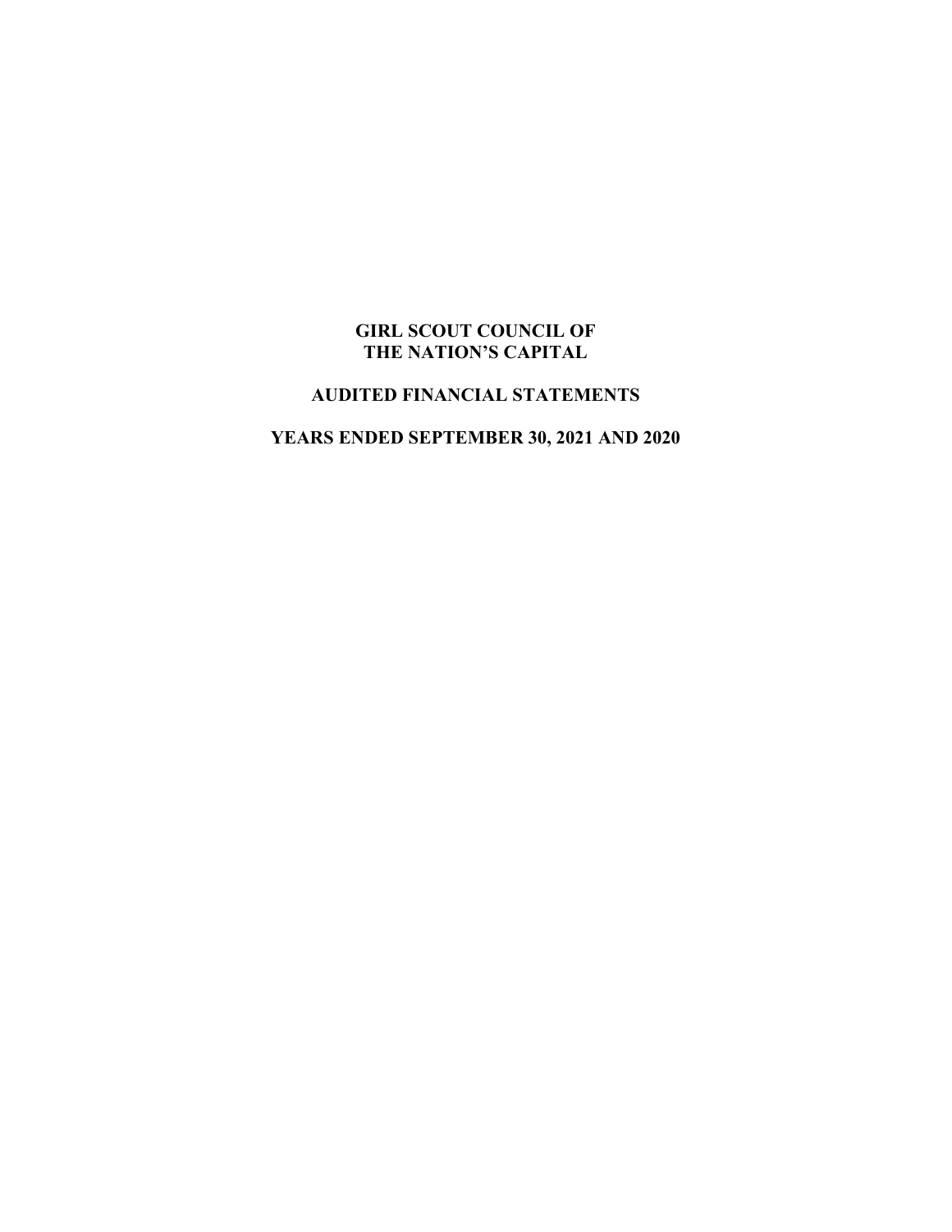# GIRL SCOUT COUNCIL OF THE NATION'S CAPITAL

## AUDITED FINANCIAL STATEMENTS

## YEARS ENDED SEPTEMBER 30, 2021 AND 2020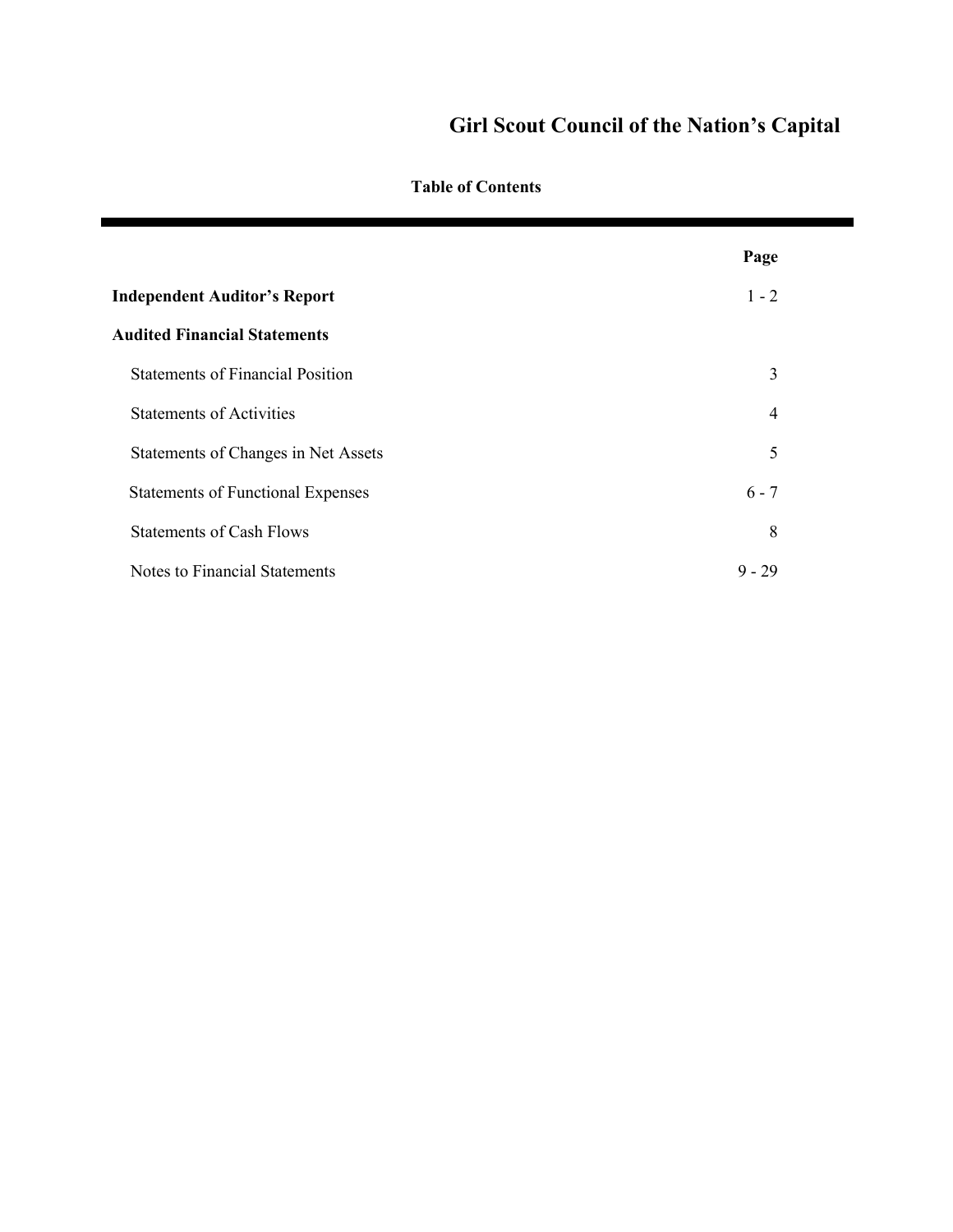# Girl Scout Council of the Nation's Capital

## Table of Contents

| | Page |
|---|---|
| **Independent Auditor's Report** | 1 - 2 |
| **Audited Financial Statements** | |
| Statements of Financial Position | 3 |
| Statements of Activities | 4 |
| Statements of Changes in Net Assets | 5 |
| Statements of Functional Expenses | 6 - 7 |
| Statements of Cash Flows | 8 |
| Notes to Financial Statements | 9 - 29 |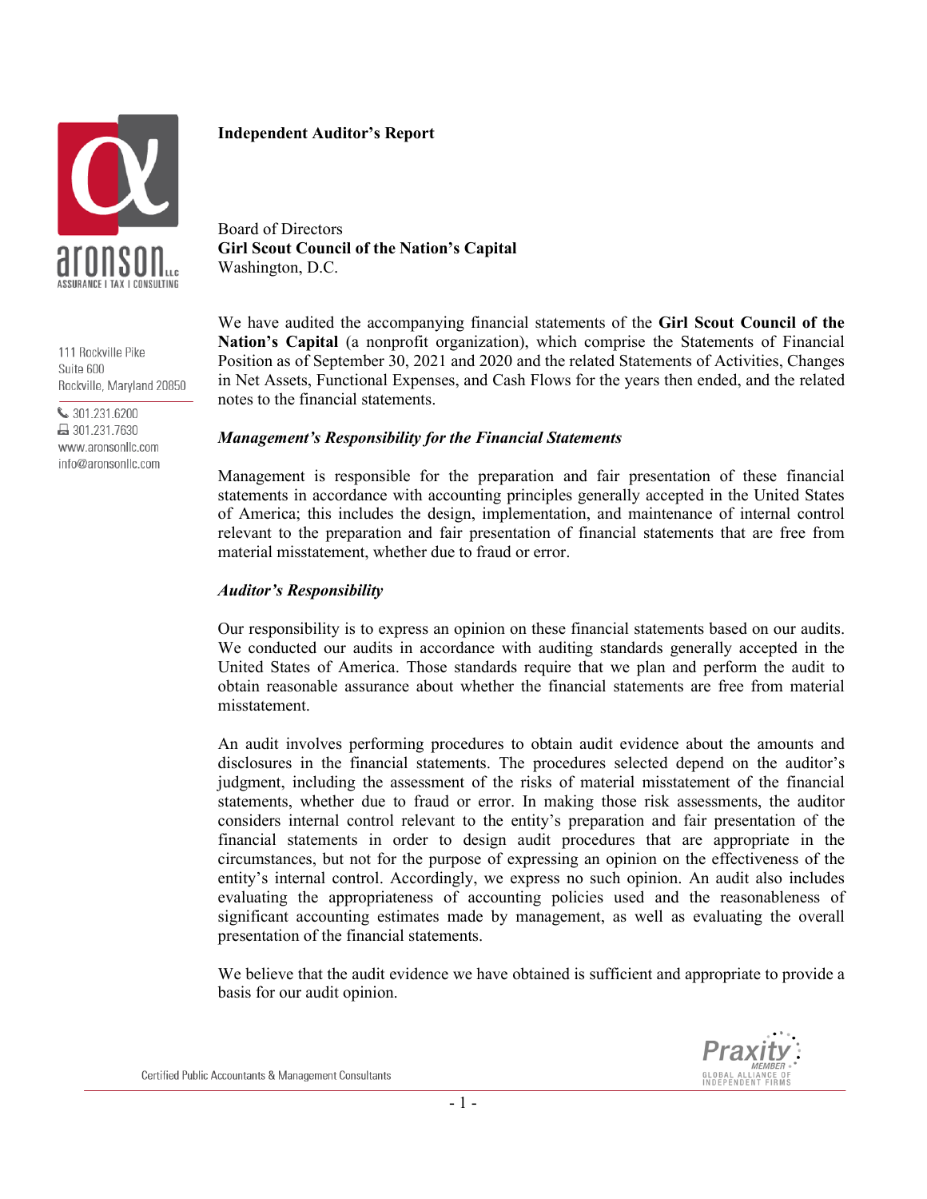## Independent Auditor's Report

Board of Directors
**Girl Scout Council of the Nation's Capital**
Washington, D.C.

We have audited the accompanying financial statements of the **Girl Scout Council of the Nation's Capital** (a nonprofit organization), which comprise the Statements of Financial Position as of September 30, 2021 and 2020 and the related Statements of Activities, Changes in Net Assets, Functional Expenses, and Cash Flows for the years then ended, and the related notes to the financial statements.

### *Management's Responsibility for the Financial Statements*

Management is responsible for the preparation and fair presentation of these financial statements in accordance with accounting principles generally accepted in the United States of America; this includes the design, implementation, and maintenance of internal control relevant to the preparation and fair presentation of financial statements that are free from material misstatement, whether due to fraud or error.

### *Auditor's Responsibility*

Our responsibility is to express an opinion on these financial statements based on our audits. We conducted our audits in accordance with auditing standards generally accepted in the United States of America. Those standards require that we plan and perform the audit to obtain reasonable assurance about whether the financial statements are free from material misstatement.

An audit involves performing procedures to obtain audit evidence about the amounts and disclosures in the financial statements. The procedures selected depend on the auditor's judgment, including the assessment of the risks of material misstatement of the financial statements, whether due to fraud or error. In making those risk assessments, the auditor considers internal control relevant to the entity's preparation and fair presentation of the financial statements in order to design audit procedures that are appropriate in the circumstances, but not for the purpose of expressing an opinion on the effectiveness of the entity's internal control. Accordingly, we express no such opinion. An audit also includes evaluating the appropriateness of accounting policies used and the reasonableness of significant accounting estimates made by management, as well as evaluating the overall presentation of the financial statements.

We believe that the audit evidence we have obtained is sufficient and appropriate to provide a basis for our audit opinion.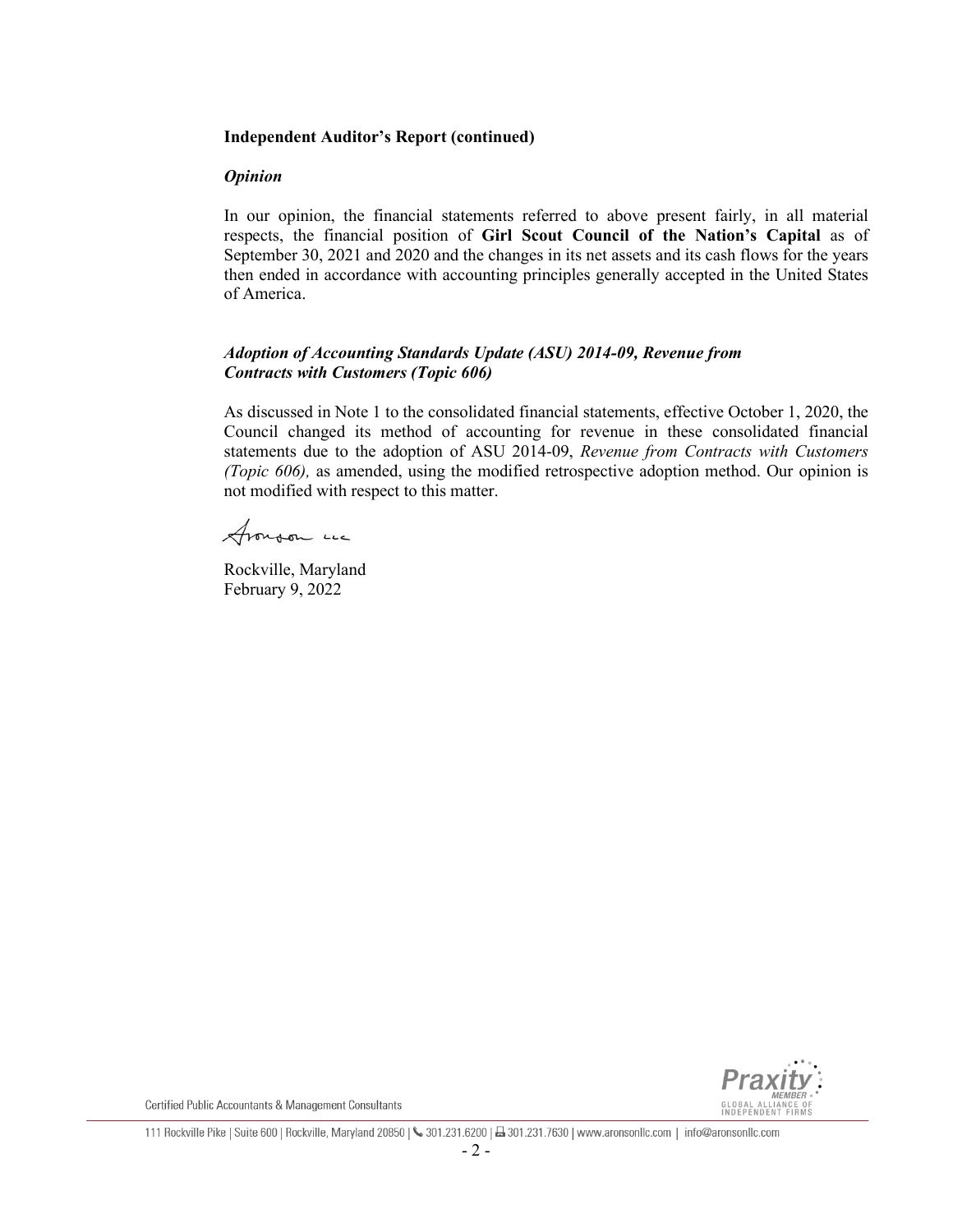**Independent Auditor's Report (continued)**

***Opinion***

In our opinion, the financial statements referred to above present fairly, in all material respects, the financial position of **Girl Scout Council of the Nation's Capital** as of September 30, 2021 and 2020 and the changes in its net assets and its cash flows for the years then ended in accordance with accounting principles generally accepted in the United States of America.

***Adoption of Accounting Standards Update (ASU) 2014-09, Revenue from Contracts with Customers (Topic 606)***

As discussed in Note 1 to the consolidated financial statements, effective October 1, 2020, the Council changed its method of accounting for revenue in these consolidated financial statements due to the adoption of ASU 2014-09, *Revenue from Contracts with Customers (Topic 606),* as amended, using the modified retrospective adoption method. Our opinion is not modified with respect to this matter.

Aronson LLC

Rockville, Maryland
February 9, 2022

Certified Public Accountants & Management Consultants

111 Rockville Pike | Suite 600 | Rockville, Maryland 20850 | 301.231.6200 | 301.231.7630 | www.aronsonllc.com | info@aronsonllc.com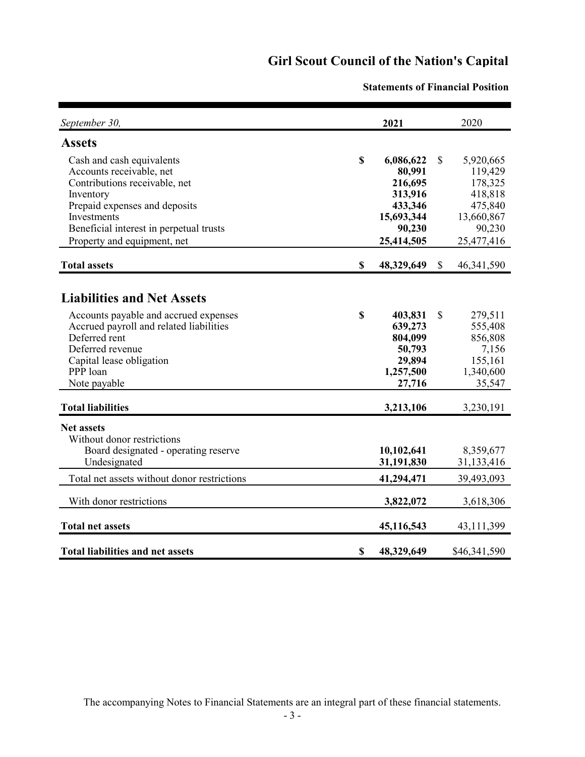# Girl Scout Council of the Nation's Capital

## Statements of Financial Position

| *September 30,* | 2021 | 2020 |
|---|---|---|
| **Assets** | | |
| Cash and cash equivalents | **$ 6,086,622** | $ 5,920,665 |
| Accounts receivable, net | **80,991** | 119,429 |
| Contributions receivable, net | **216,695** | 178,325 |
| Inventory | **313,916** | 418,818 |
| Prepaid expenses and deposits | **433,346** | 475,840 |
| Investments | **15,693,344** | 13,660,867 |
| Beneficial interest in perpetual trusts | **90,230** | 90,230 |
| Property and equipment, net | **25,414,505** | 25,477,416 |
| **Total assets** | **$ 48,329,649** | $ 46,341,590 |
| **Liabilities and Net Assets** | | |
| Accounts payable and accrued expenses | **$ 403,831** | $ 279,511 |
| Accrued payroll and related liabilities | **639,273** | 555,408 |
| Deferred rent | **804,099** | 856,808 |
| Deferred revenue | **50,793** | 7,156 |
| Capital lease obligation | **29,894** | 155,161 |
| PPP loan | **1,257,500** | 1,340,600 |
| Note payable | **27,716** | 35,547 |
| **Total liabilities** | **3,213,106** | 3,230,191 |
| **Net assets** | | |
| Without donor restrictions | | |
| Board designated - operating reserve | **10,102,641** | 8,359,677 |
| Undesignated | **31,191,830** | 31,133,416 |
| Total net assets without donor restrictions | **41,294,471** | 39,493,093 |
| With donor restrictions | **3,822,072** | 3,618,306 |
| **Total net assets** | **45,116,543** | 43,111,399 |
| **Total liabilities and net assets** | **$ 48,329,649** | $46,341,590 |

The accompanying Notes to Financial Statements are an integral part of these financial statements.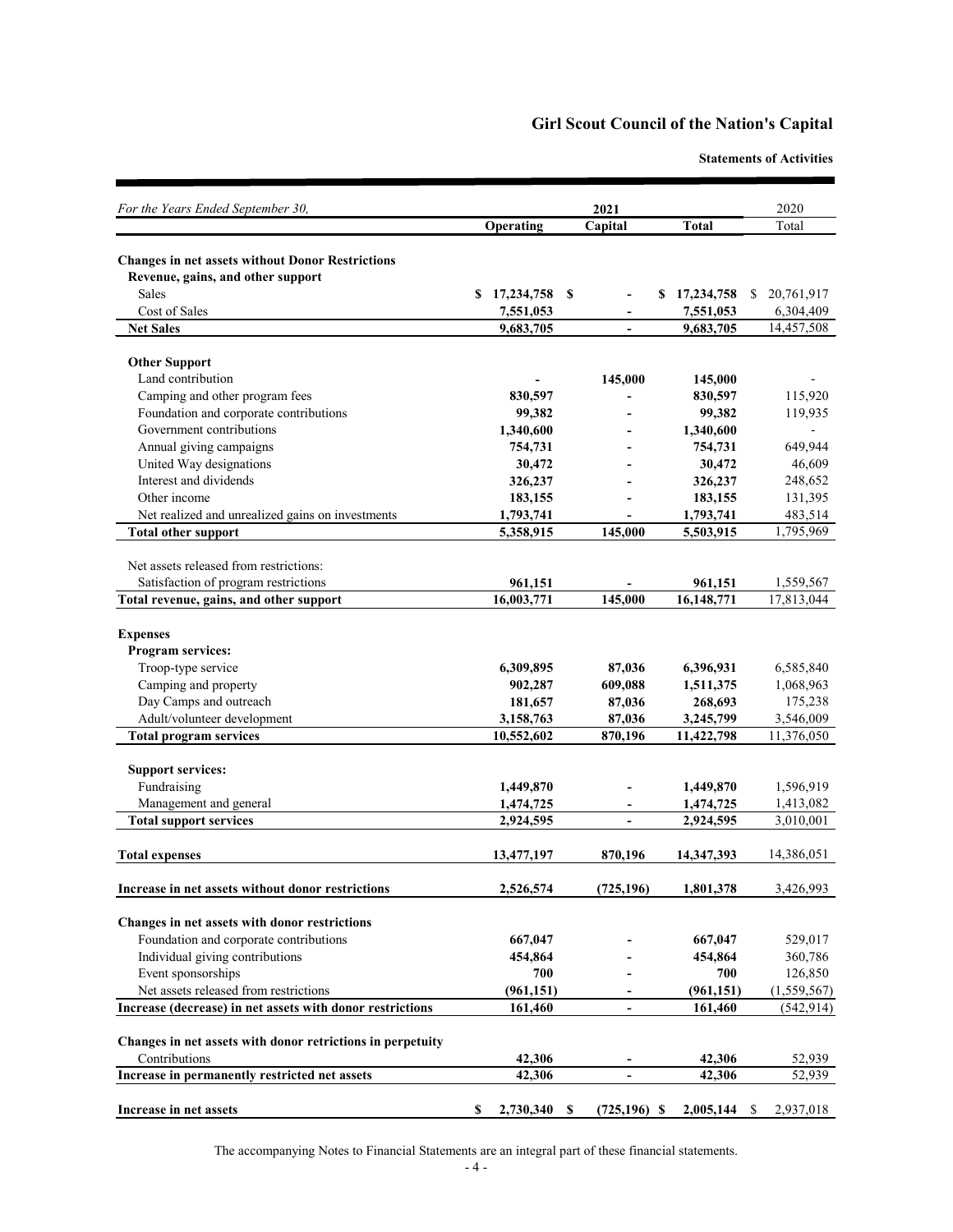# Girl Scout Council of the Nation's Capital

**Statements of Activities**

| *For the Years Ended September 30,* | 2021 | | | 2020 |
|---|---|---|---|---|
| | **Operating** | **Capital** | **Total** | Total |
| **Changes in net assets without Donor Restrictions** | | | | |
| **Revenue, gains, and other support** | | | | |
| Sales | **$ 17,234,758** | **$ -** | **$ 17,234,758** | $ 20,761,917 |
| Cost of Sales | **7,551,053** | **-** | **7,551,053** | 6,304,409 |
| **Net Sales** | **9,683,705** | **-** | **9,683,705** | 14,457,508 |
| **Other Support** | | | | |
| Land contribution | **-** | **145,000** | **145,000** | - |
| Camping and other program fees | **830,597** | **-** | **830,597** | 115,920 |
| Foundation and corporate contributions | **99,382** | **-** | **99,382** | 119,935 |
| Government contributions | **1,340,600** | **-** | **1,340,600** | - |
| Annual giving campaigns | **754,731** | **-** | **754,731** | 649,944 |
| United Way designations | **30,472** | **-** | **30,472** | 46,609 |
| Interest and dividends | **326,237** | **-** | **326,237** | 248,652 |
| Other income | **183,155** | **-** | **183,155** | 131,395 |
| Net realized and unrealized gains on investments | **1,793,741** | **-** | **1,793,741** | 483,514 |
| **Total other support** | **5,358,915** | **145,000** | **5,503,915** | 1,795,969 |
| Net assets released from restrictions: | | | | |
| Satisfaction of program restrictions | **961,151** | **-** | **961,151** | 1,559,567 |
| **Total revenue, gains, and other support** | **16,003,771** | **145,000** | **16,148,771** | 17,813,044 |
| **Expenses** | | | | |
| **Program services:** | | | | |
| Troop-type service | **6,309,895** | **87,036** | **6,396,931** | 6,585,840 |
| Camping and property | **902,287** | **609,088** | **1,511,375** | 1,068,963 |
| Day Camps and outreach | **181,657** | **87,036** | **268,693** | 175,238 |
| Adult/volunteer development | **3,158,763** | **87,036** | **3,245,799** | 3,546,009 |
| **Total program services** | **10,552,602** | **870,196** | **11,422,798** | 11,376,050 |
| **Support services:** | | | | |
| Fundraising | **1,449,870** | **-** | **1,449,870** | 1,596,919 |
| Management and general | **1,474,725** | **-** | **1,474,725** | 1,413,082 |
| **Total support services** | **2,924,595** | **-** | **2,924,595** | 3,010,001 |
| **Total expenses** | **13,477,197** | **870,196** | **14,347,393** | 14,386,051 |
| **Increase in net assets without donor restrictions** | **2,526,574** | **(725,196)** | **1,801,378** | 3,426,993 |
| **Changes in net assets with donor restrictions** | | | | |
| Foundation and corporate contributions | **667,047** | **-** | **667,047** | 529,017 |
| Individual giving contributions | **454,864** | **-** | **454,864** | 360,786 |
| Event sponsorships | **700** | **-** | **700** | 126,850 |
| Net assets released from restrictions | **(961,151)** | **-** | **(961,151)** | (1,559,567) |
| **Increase (decrease) in net assets with donor restrictions** | **161,460** | **-** | **161,460** | (542,914) |
| **Changes in net assets with donor retrictions in perpetuity** | | | | |
| Contributions | **42,306** | **-** | **42,306** | 52,939 |
| **Increase in permanently restricted net assets** | **42,306** | **-** | **42,306** | 52,939 |
| **Increase in net assets** | **$ 2,730,340** | **$ (725,196)** | **$ 2,005,144** | $ 2,937,018 |

The accompanying Notes to Financial Statements are an integral part of these financial statements.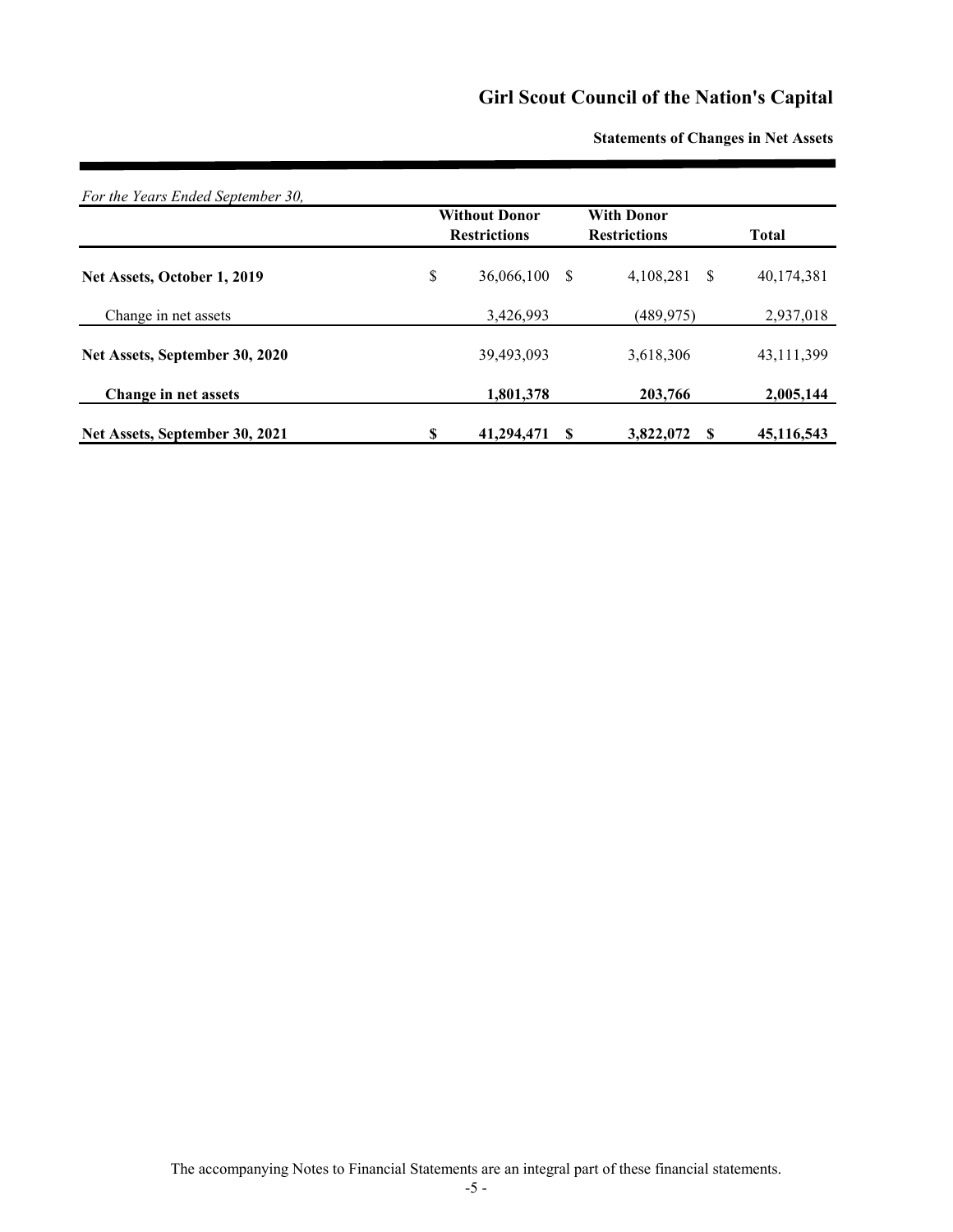# Girl Scout Council of the Nation's Capital

## Statements of Changes in Net Assets

*For the Years Ended September 30,*

| | Without Donor Restrictions | With Donor Restrictions | Total |
|---|---|---|---|
| **Net Assets, October 1, 2019** | $ 36,066,100 | $ 4,108,281 | $ 40,174,381 |
| Change in net assets | 3,426,993 | (489,975) | 2,937,018 |
| **Net Assets, September 30, 2020** | 39,493,093 | 3,618,306 | 43,111,399 |
| **Change in net assets** | **1,801,378** | **203,766** | **2,005,144** |
| **Net Assets, September 30, 2021** | **$ 41,294,471** | **$ 3,822,072** | **$ 45,116,543** |

The accompanying Notes to Financial Statements are an integral part of these financial statements.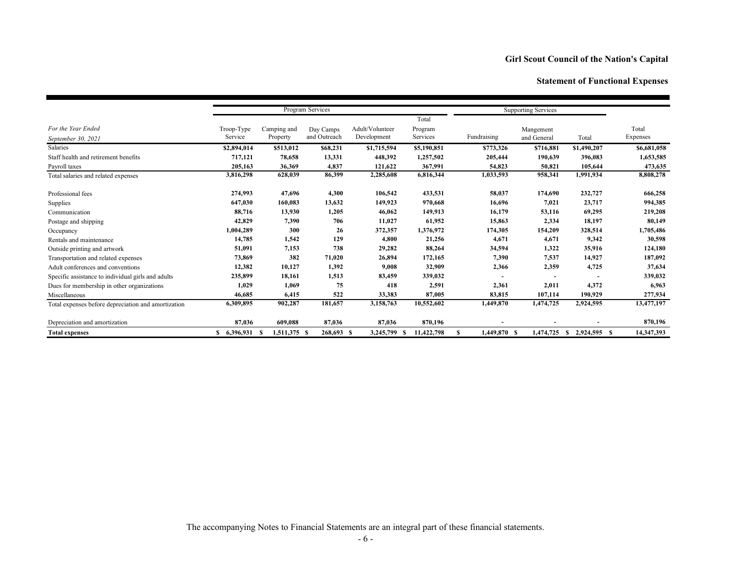# Girl Scout Council of the Nation's Capital

## Statement of Functional Expenses

| | Program Services | | | | | Supporting Services | | | |
|---|---|---|---|---|---|---|---|---|---|
| *For the Year Ended September 30, 2021* | Troop-Type Service | Camping and Property | Day Camps and Outreach | Adult/Volunteer Development | Total Program Services | Fundraising | Mangement and General | Total | Total Expenses |
| Salaries | **$2,894,014** | **$513,012** | **$68,231** | **$1,715,594** | **$5,190,851** | **$773,326** | **$716,881** | **$1,490,207** | **$6,681,058** |
| Staff health and retirement benefits | **717,121** | **78,658** | **13,331** | **448,392** | **1,257,502** | **205,444** | **190,639** | **396,083** | **1,653,585** |
| Payroll taxes | **205,163** | **36,369** | **4,837** | **121,622** | **367,991** | **54,823** | **50,821** | **105,644** | **473,635** |
| Total salaries and related expenses | **3,816,298** | **628,039** | **86,399** | **2,285,608** | **6,816,344** | **1,033,593** | **958,341** | **1,991,934** | **8,808,278** |
| Professional fees | **274,993** | **47,696** | **4,300** | **106,542** | **433,531** | **58,037** | **174,690** | **232,727** | **666,258** |
| Supplies | **647,030** | **160,083** | **13,632** | **149,923** | **970,668** | **16,696** | **7,021** | **23,717** | **994,385** |
| Communication | **88,716** | **13,930** | **1,205** | **46,062** | **149,913** | **16,179** | **53,116** | **69,295** | **219,208** |
| Postage and shipping | **42,829** | **7,390** | **706** | **11,027** | **61,952** | **15,863** | **2,334** | **18,197** | **80,149** |
| Occupancy | **1,004,289** | **300** | **26** | **372,357** | **1,376,972** | **174,305** | **154,209** | **328,514** | **1,705,486** |
| Rentals and maintenance | **14,785** | **1,542** | **129** | **4,800** | **21,256** | **4,671** | **4,671** | **9,342** | **30,598** |
| Outside printing and artwork | **51,091** | **7,153** | **738** | **29,282** | **88,264** | **34,594** | **1,322** | **35,916** | **124,180** |
| Transportation and related expenses | **73,869** | **382** | **71,020** | **26,894** | **172,165** | **7,390** | **7,537** | **14,927** | **187,092** |
| Adult conferences and conventions | **12,382** | **10,127** | **1,392** | **9,008** | **32,909** | **2,366** | **2,359** | **4,725** | **37,634** |
| Specific assistance to individual girls and adults | **235,899** | **18,161** | **1,513** | **83,459** | **339,032** | **-** | **-** | **-** | **339,032** |
| Dues for membership in other organizations | **1,029** | **1,069** | **75** | **418** | **2,591** | **2,361** | **2,011** | **4,372** | **6,963** |
| Miscellaneous | **46,685** | **6,415** | **522** | **33,383** | **87,005** | **83,815** | **107,114** | **190,929** | **277,934** |
| Total expenses before depreciation and amortization | **6,309,895** | **902,287** | **181,657** | **3,158,763** | **10,552,602** | **1,449,870** | **1,474,725** | **2,924,595** | **13,477,197** |
| Depreciation and amortization | **87,036** | **609,088** | **87,036** | **87,036** | **870,196** | **-** | **-** | **-** | **870,196** |
| **Total expenses** | **$ 6,396,931** | **$ 1,511,375** | **$ 268,693** | **$ 3,245,799** | **$ 11,422,798** | **$ 1,449,870** | **$ 1,474,725** | **$ 2,924,595** | **$ 14,347,393** |

The accompanying Notes to Financial Statements are an integral part of these financial statements.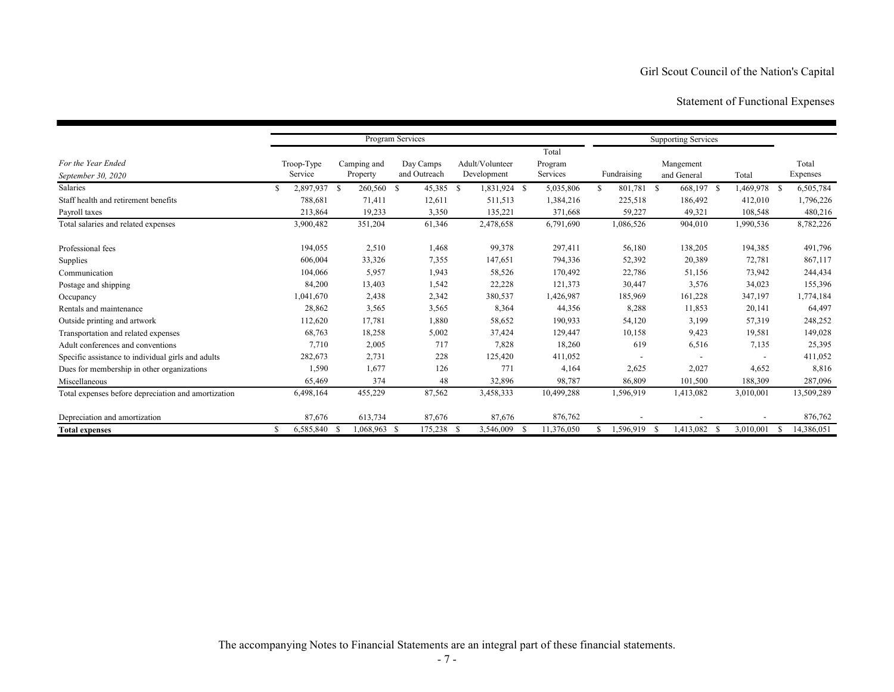# Girl Scout Council of the Nation's Capital

## Statement of Functional Expenses

| | Program Services | | | | | Supporting Services | | | |
|---|---|---|---|---|---|---|---|---|---|
| *For the Year Ended September 30, 2020* | Troop-Type Service | Camping and Property | Day Camps and Outreach | Adult/Volunteer Development | Total Program Services | Fundraising | Mangement and General | Total | Total Expenses |
| Salaries | $ 2,897,937 | $ 260,560 | $ 45,385 | $ 1,831,924 | $ 5,035,806 | $ 801,781 | $ 668,197 | $ 1,469,978 | $ 6,505,784 |
| Staff health and retirement benefits | 788,681 | 71,411 | 12,611 | 511,513 | 1,384,216 | 225,518 | 186,492 | 412,010 | 1,796,226 |
| Payroll taxes | 213,864 | 19,233 | 3,350 | 135,221 | 371,668 | 59,227 | 49,321 | 108,548 | 480,216 |
| Total salaries and related expenses | 3,900,482 | 351,204 | 61,346 | 2,478,658 | 6,791,690 | 1,086,526 | 904,010 | 1,990,536 | 8,782,226 |
| Professional fees | 194,055 | 2,510 | 1,468 | 99,378 | 297,411 | 56,180 | 138,205 | 194,385 | 491,796 |
| Supplies | 606,004 | 33,326 | 7,355 | 147,651 | 794,336 | 52,392 | 20,389 | 72,781 | 867,117 |
| Communication | 104,066 | 5,957 | 1,943 | 58,526 | 170,492 | 22,786 | 51,156 | 73,942 | 244,434 |
| Postage and shipping | 84,200 | 13,403 | 1,542 | 22,228 | 121,373 | 30,447 | 3,576 | 34,023 | 155,396 |
| Occupancy | 1,041,670 | 2,438 | 2,342 | 380,537 | 1,426,987 | 185,969 | 161,228 | 347,197 | 1,774,184 |
| Rentals and maintenance | 28,862 | 3,565 | 3,565 | 8,364 | 44,356 | 8,288 | 11,853 | 20,141 | 64,497 |
| Outside printing and artwork | 112,620 | 17,781 | 1,880 | 58,652 | 190,933 | 54,120 | 3,199 | 57,319 | 248,252 |
| Transportation and related expenses | 68,763 | 18,258 | 5,002 | 37,424 | 129,447 | 10,158 | 9,423 | 19,581 | 149,028 |
| Adult conferences and conventions | 7,710 | 2,005 | 717 | 7,828 | 18,260 | 619 | 6,516 | 7,135 | 25,395 |
| Specific assistance to individual girls and adults | 282,673 | 2,731 | 228 | 125,420 | 411,052 | - | - | - | 411,052 |
| Dues for membership in other organizations | 1,590 | 1,677 | 126 | 771 | 4,164 | 2,625 | 2,027 | 4,652 | 8,816 |
| Miscellaneous | 65,469 | 374 | 48 | 32,896 | 98,787 | 86,809 | 101,500 | 188,309 | 287,096 |
| Total expenses before depreciation and amortization | 6,498,164 | 455,229 | 87,562 | 3,458,333 | 10,499,288 | 1,596,919 | 1,413,082 | 3,010,001 | 13,509,289 |
| Depreciation and amortization | 87,676 | 613,734 | 87,676 | 87,676 | 876,762 | - | - | - | 876,762 |
| **Total expenses** | $ 6,585,840 | $ 1,068,963 | $ 175,238 | $ 3,546,009 | $ 11,376,050 | $ 1,596,919 | $ 1,413,082 | $ 3,010,001 | $ 14,386,051 |

The accompanying Notes to Financial Statements are an integral part of these financial statements.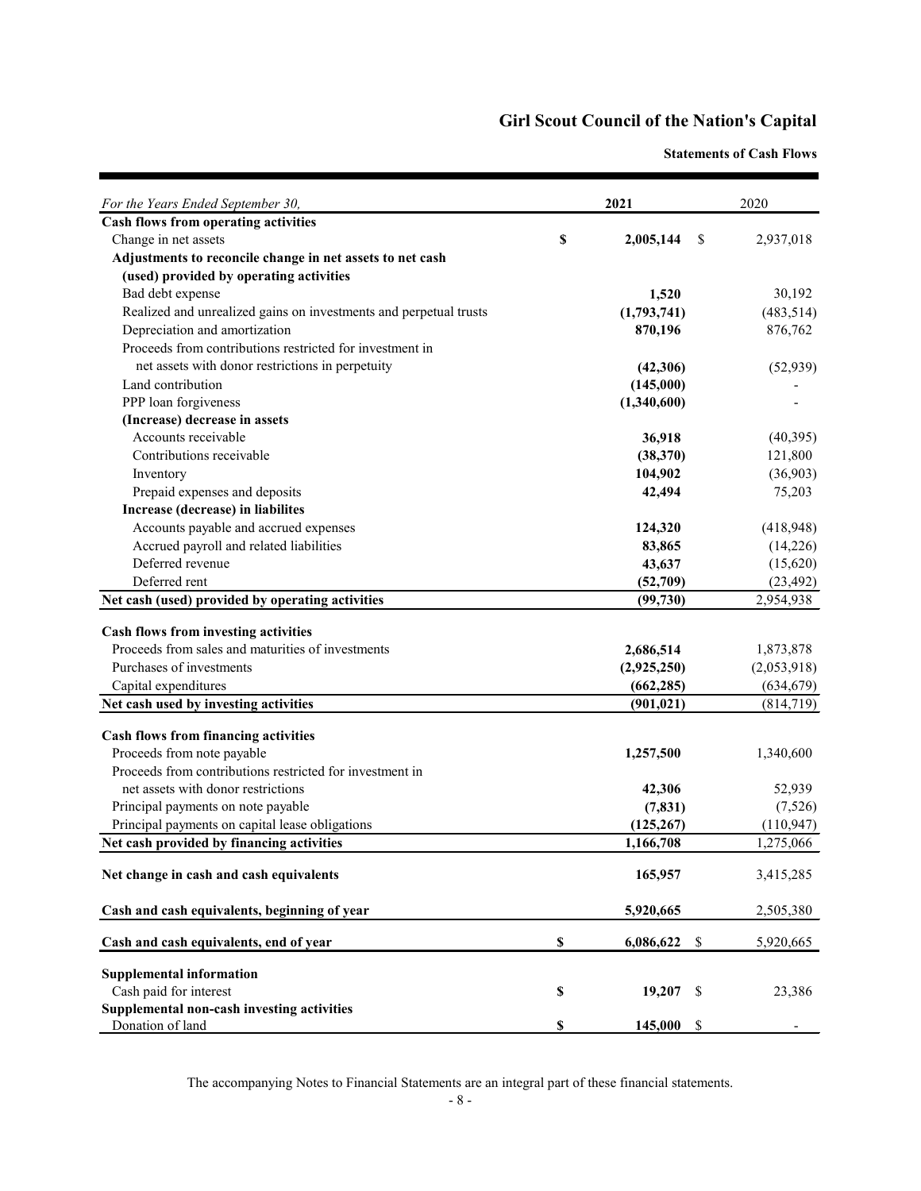# Girl Scout Council of the Nation's Capital

**Statements of Cash Flows**

| *For the Years Ended September 30,* | **2021** | 2020 |
|---|---|---|
| **Cash flows from operating activities** | | |
| Change in net assets | **$ 2,005,144** | $ 2,937,018 |
| **Adjustments to reconcile change in net assets to net cash (used) provided by operating activities** | | |
| Bad debt expense | **1,520** | 30,192 |
| Realized and unrealized gains on investments and perpetual trusts | **(1,793,741)** | (483,514) |
| Depreciation and amortization | **870,196** | 876,762 |
| Proceeds from contributions restricted for investment in net assets with donor restrictions in perpetuity | **(42,306)** | (52,939) |
| Land contribution | **(145,000)** | - |
| PPP loan forgiveness | **(1,340,600)** | - |
| **(Increase) decrease in assets** | | |
| Accounts receivable | **36,918** | (40,395) |
| Contributions receivable | **(38,370)** | 121,800 |
| Inventory | **104,902** | (36,903) |
| Prepaid expenses and deposits | **42,494** | 75,203 |
| **Increase (decrease) in liabilites** | | |
| Accounts payable and accrued expenses | **124,320** | (418,948) |
| Accrued payroll and related liabilities | **83,865** | (14,226) |
| Deferred revenue | **43,637** | (15,620) |
| Deferred rent | **(52,709)** | (23,492) |
| **Net cash (used) provided by operating activities** | **(99,730)** | 2,954,938 |
| **Cash flows from investing activities** | | |
| Proceeds from sales and maturities of investments | **2,686,514** | 1,873,878 |
| Purchases of investments | **(2,925,250)** | (2,053,918) |
| Capital expenditures | **(662,285)** | (634,679) |
| **Net cash used by investing activities** | **(901,021)** | (814,719) |
| **Cash flows from financing activities** | | |
| Proceeds from note payable | **1,257,500** | 1,340,600 |
| Proceeds from contributions restricted for investment in net assets with donor restrictions | **42,306** | 52,939 |
| Principal payments on note payable | **(7,831)** | (7,526) |
| Principal payments on capital lease obligations | **(125,267)** | (110,947) |
| **Net cash provided by financing activities** | **1,166,708** | 1,275,066 |
| **Net change in cash and cash equivalents** | **165,957** | 3,415,285 |
| **Cash and cash equivalents, beginning of year** | **5,920,665** | 2,505,380 |
| **Cash and cash equivalents, end of year** | **$ 6,086,622** | $ 5,920,665 |
| **Supplemental information** | | |
| Cash paid for interest | **$ 19,207** | $ 23,386 |
| **Supplemental non-cash investing activities** | | |
| Donation of land | **$ 145,000** | $ - |

The accompanying Notes to Financial Statements are an integral part of these financial statements.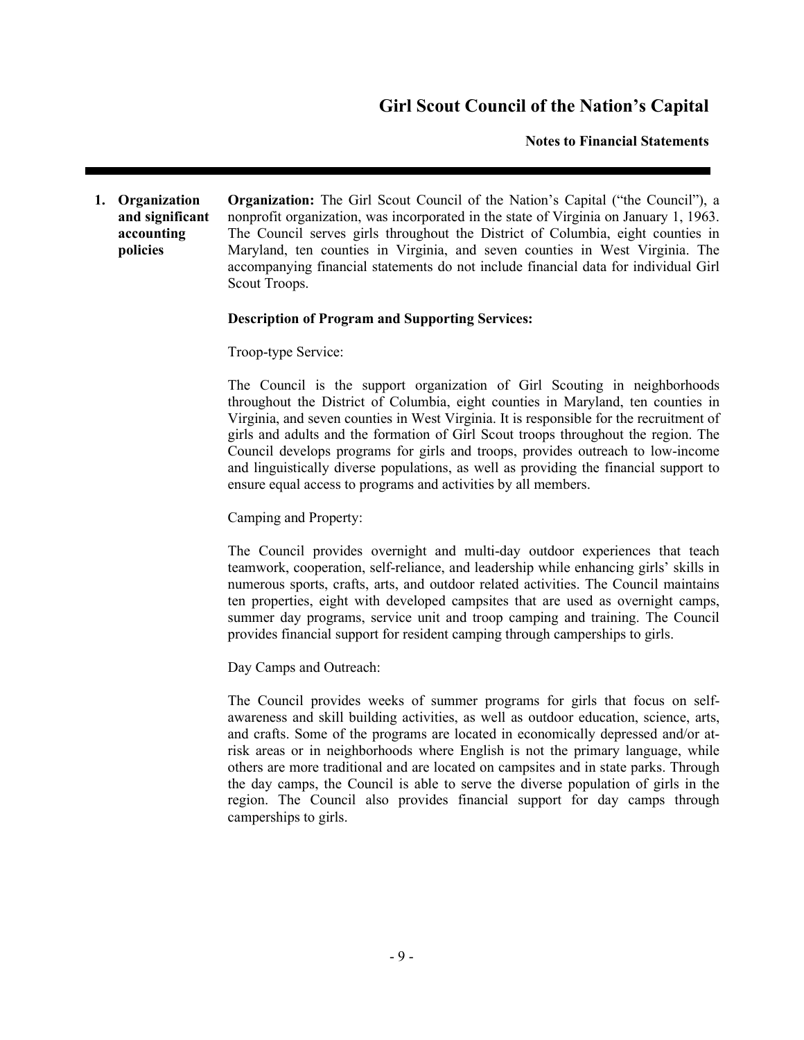## 1. Organization and significant accounting policies

**Organization:** The Girl Scout Council of the Nation's Capital ("the Council"), a nonprofit organization, was incorporated in the state of Virginia on January 1, 1963. The Council serves girls throughout the District of Columbia, eight counties in Maryland, ten counties in Virginia, and seven counties in West Virginia. The accompanying financial statements do not include financial data for individual Girl Scout Troops.

**Description of Program and Supporting Services:**

Troop-type Service:

The Council is the support organization of Girl Scouting in neighborhoods throughout the District of Columbia, eight counties in Maryland, ten counties in Virginia, and seven counties in West Virginia. It is responsible for the recruitment of girls and adults and the formation of Girl Scout troops throughout the region. The Council develops programs for girls and troops, provides outreach to low-income and linguistically diverse populations, as well as providing the financial support to ensure equal access to programs and activities by all members.

Camping and Property:

The Council provides overnight and multi-day outdoor experiences that teach teamwork, cooperation, self-reliance, and leadership while enhancing girls' skills in numerous sports, crafts, arts, and outdoor related activities. The Council maintains ten properties, eight with developed campsites that are used as overnight camps, summer day programs, service unit and troop camping and training. The Council provides financial support for resident camping through camperships to girls.

Day Camps and Outreach:

The Council provides weeks of summer programs for girls that focus on self-awareness and skill building activities, as well as outdoor education, science, arts, and crafts. Some of the programs are located in economically depressed and/or at-risk areas or in neighborhoods where English is not the primary language, while others are more traditional and are located on campsites and in state parks. Through the day camps, the Council is able to serve the diverse population of girls in the region. The Council also provides financial support for day camps through camperships to girls.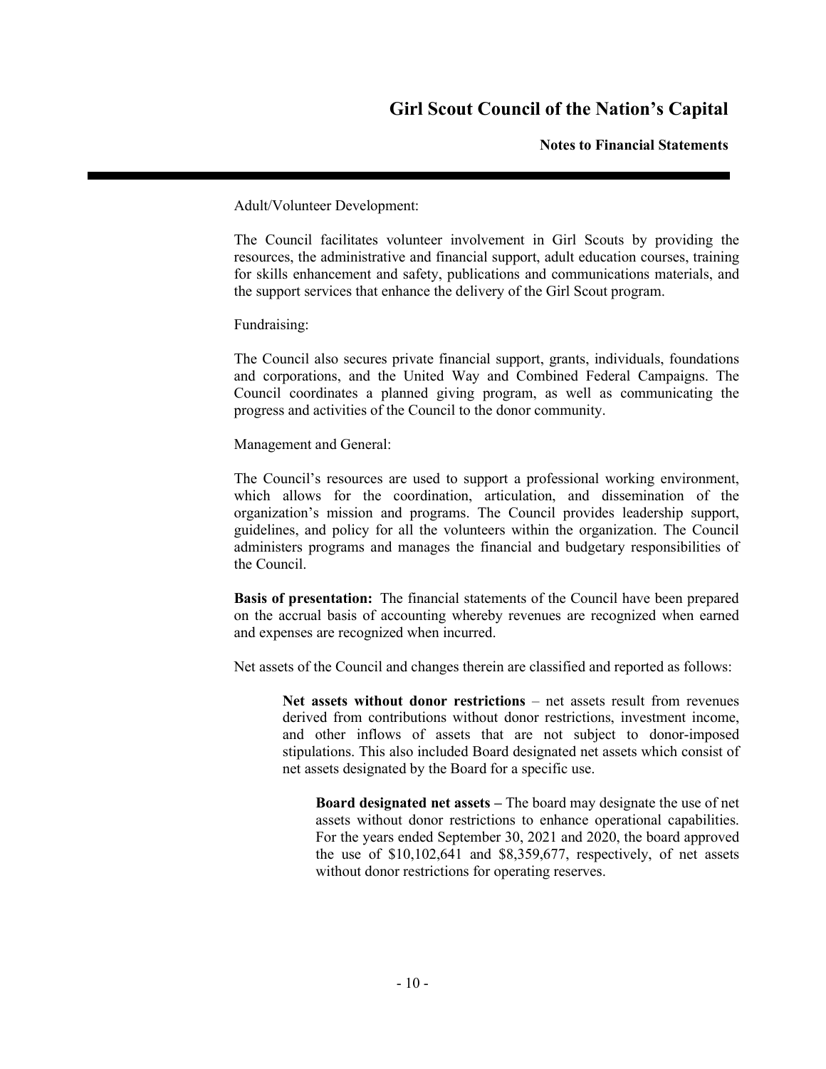Adult/Volunteer Development:

The Council facilitates volunteer involvement in Girl Scouts by providing the resources, the administrative and financial support, adult education courses, training for skills enhancement and safety, publications and communications materials, and the support services that enhance the delivery of the Girl Scout program.

Fundraising:

The Council also secures private financial support, grants, individuals, foundations and corporations, and the United Way and Combined Federal Campaigns. The Council coordinates a planned giving program, as well as communicating the progress and activities of the Council to the donor community.

Management and General:

The Council's resources are used to support a professional working environment, which allows for the coordination, articulation, and dissemination of the organization's mission and programs. The Council provides leadership support, guidelines, and policy for all the volunteers within the organization. The Council administers programs and manages the financial and budgetary responsibilities of the Council.

**Basis of presentation:** The financial statements of the Council have been prepared on the accrual basis of accounting whereby revenues are recognized when earned and expenses are recognized when incurred.

Net assets of the Council and changes therein are classified and reported as follows:

> **Net assets without donor restrictions** – net assets result from revenues derived from contributions without donor restrictions, investment income, and other inflows of assets that are not subject to donor-imposed stipulations. This also included Board designated net assets which consist of net assets designated by the Board for a specific use.
>
> > **Board designated net assets –** The board may designate the use of net assets without donor restrictions to enhance operational capabilities. For the years ended September 30, 2021 and 2020, the board approved the use of \$10,102,641 and \$8,359,677, respectively, of net assets without donor restrictions for operating reserves.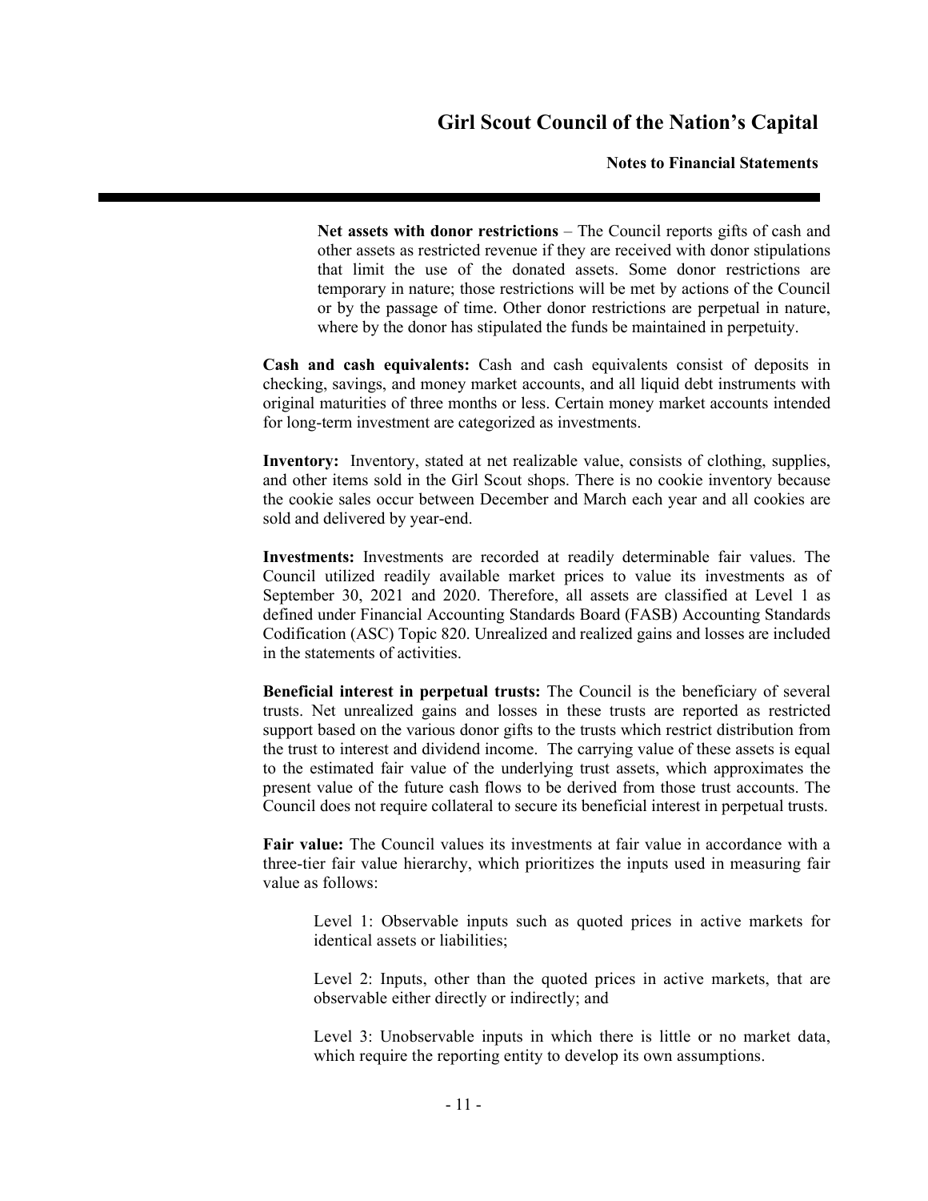**Net assets with donor restrictions** – The Council reports gifts of cash and other assets as restricted revenue if they are received with donor stipulations that limit the use of the donated assets. Some donor restrictions are temporary in nature; those restrictions will be met by actions of the Council or by the passage of time. Other donor restrictions are perpetual in nature, where by the donor has stipulated the funds be maintained in perpetuity.

**Cash and cash equivalents:** Cash and cash equivalents consist of deposits in checking, savings, and money market accounts, and all liquid debt instruments with original maturities of three months or less. Certain money market accounts intended for long-term investment are categorized as investments.

**Inventory:** Inventory, stated at net realizable value, consists of clothing, supplies, and other items sold in the Girl Scout shops. There is no cookie inventory because the cookie sales occur between December and March each year and all cookies are sold and delivered by year-end.

**Investments:** Investments are recorded at readily determinable fair values. The Council utilized readily available market prices to value its investments as of September 30, 2021 and 2020. Therefore, all assets are classified at Level 1 as defined under Financial Accounting Standards Board (FASB) Accounting Standards Codification (ASC) Topic 820. Unrealized and realized gains and losses are included in the statements of activities.

**Beneficial interest in perpetual trusts:** The Council is the beneficiary of several trusts. Net unrealized gains and losses in these trusts are reported as restricted support based on the various donor gifts to the trusts which restrict distribution from the trust to interest and dividend income. The carrying value of these assets is equal to the estimated fair value of the underlying trust assets, which approximates the present value of the future cash flows to be derived from those trust accounts. The Council does not require collateral to secure its beneficial interest in perpetual trusts.

**Fair value:** The Council values its investments at fair value in accordance with a three-tier fair value hierarchy, which prioritizes the inputs used in measuring fair value as follows:

Level 1: Observable inputs such as quoted prices in active markets for identical assets or liabilities;

Level 2: Inputs, other than the quoted prices in active markets, that are observable either directly or indirectly; and

Level 3: Unobservable inputs in which there is little or no market data, which require the reporting entity to develop its own assumptions.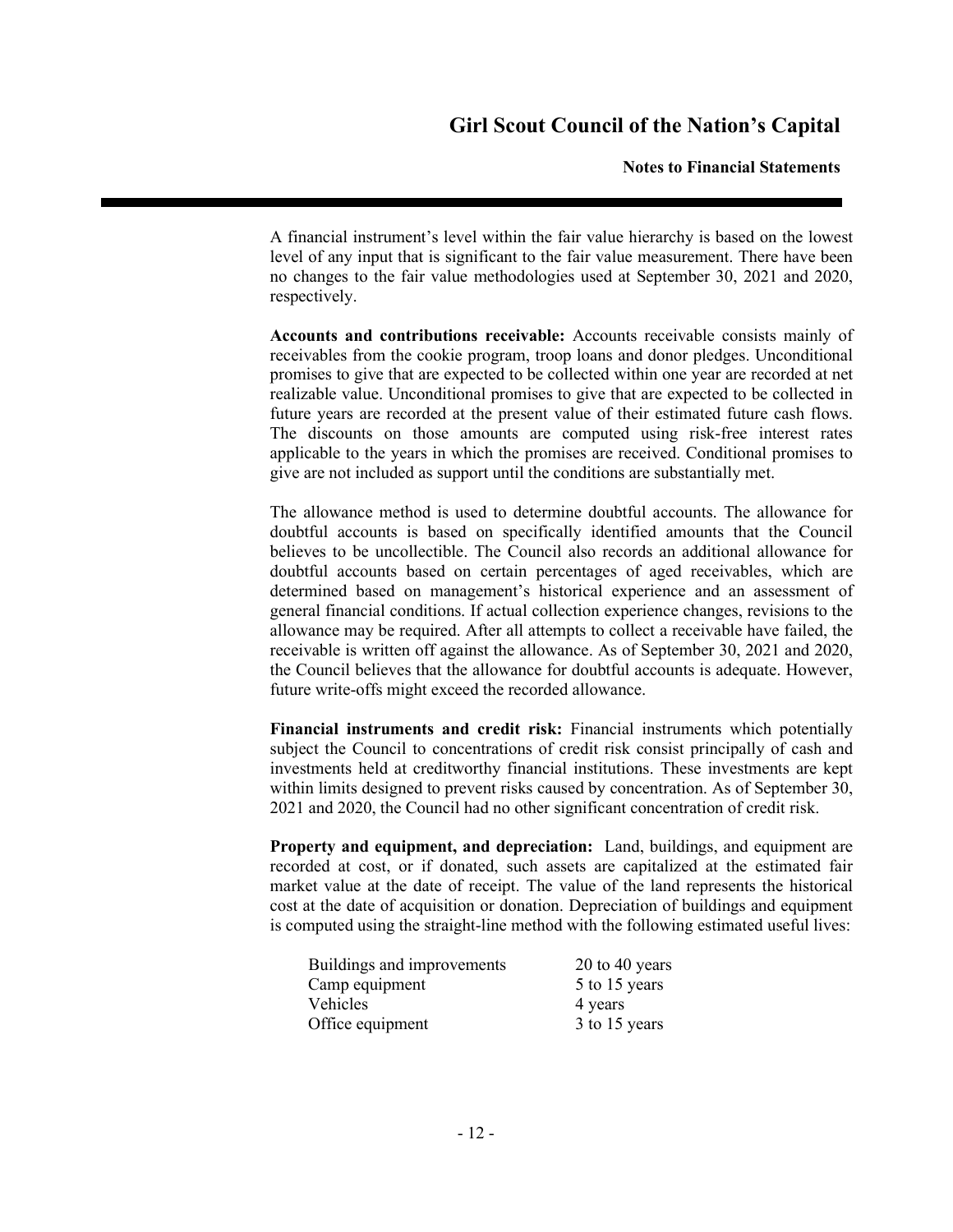A financial instrument's level within the fair value hierarchy is based on the lowest level of any input that is significant to the fair value measurement. There have been no changes to the fair value methodologies used at September 30, 2021 and 2020, respectively.

**Accounts and contributions receivable:** Accounts receivable consists mainly of receivables from the cookie program, troop loans and donor pledges. Unconditional promises to give that are expected to be collected within one year are recorded at net realizable value. Unconditional promises to give that are expected to be collected in future years are recorded at the present value of their estimated future cash flows. The discounts on those amounts are computed using risk-free interest rates applicable to the years in which the promises are received. Conditional promises to give are not included as support until the conditions are substantially met.

The allowance method is used to determine doubtful accounts. The allowance for doubtful accounts is based on specifically identified amounts that the Council believes to be uncollectible. The Council also records an additional allowance for doubtful accounts based on certain percentages of aged receivables, which are determined based on management's historical experience and an assessment of general financial conditions. If actual collection experience changes, revisions to the allowance may be required. After all attempts to collect a receivable have failed, the receivable is written off against the allowance. As of September 30, 2021 and 2020, the Council believes that the allowance for doubtful accounts is adequate. However, future write-offs might exceed the recorded allowance.

**Financial instruments and credit risk:** Financial instruments which potentially subject the Council to concentrations of credit risk consist principally of cash and investments held at creditworthy financial institutions. These investments are kept within limits designed to prevent risks caused by concentration. As of September 30, 2021 and 2020, the Council had no other significant concentration of credit risk.

**Property and equipment, and depreciation:** Land, buildings, and equipment are recorded at cost, or if donated, such assets are capitalized at the estimated fair market value at the date of receipt. The value of the land represents the historical cost at the date of acquisition or donation. Depreciation of buildings and equipment is computed using the straight-line method with the following estimated useful lives:

| | |
|---|---|
| Buildings and improvements | 20 to 40 years |
| Camp equipment | 5 to 15 years |
| Vehicles | 4 years |
| Office equipment | 3 to 15 years |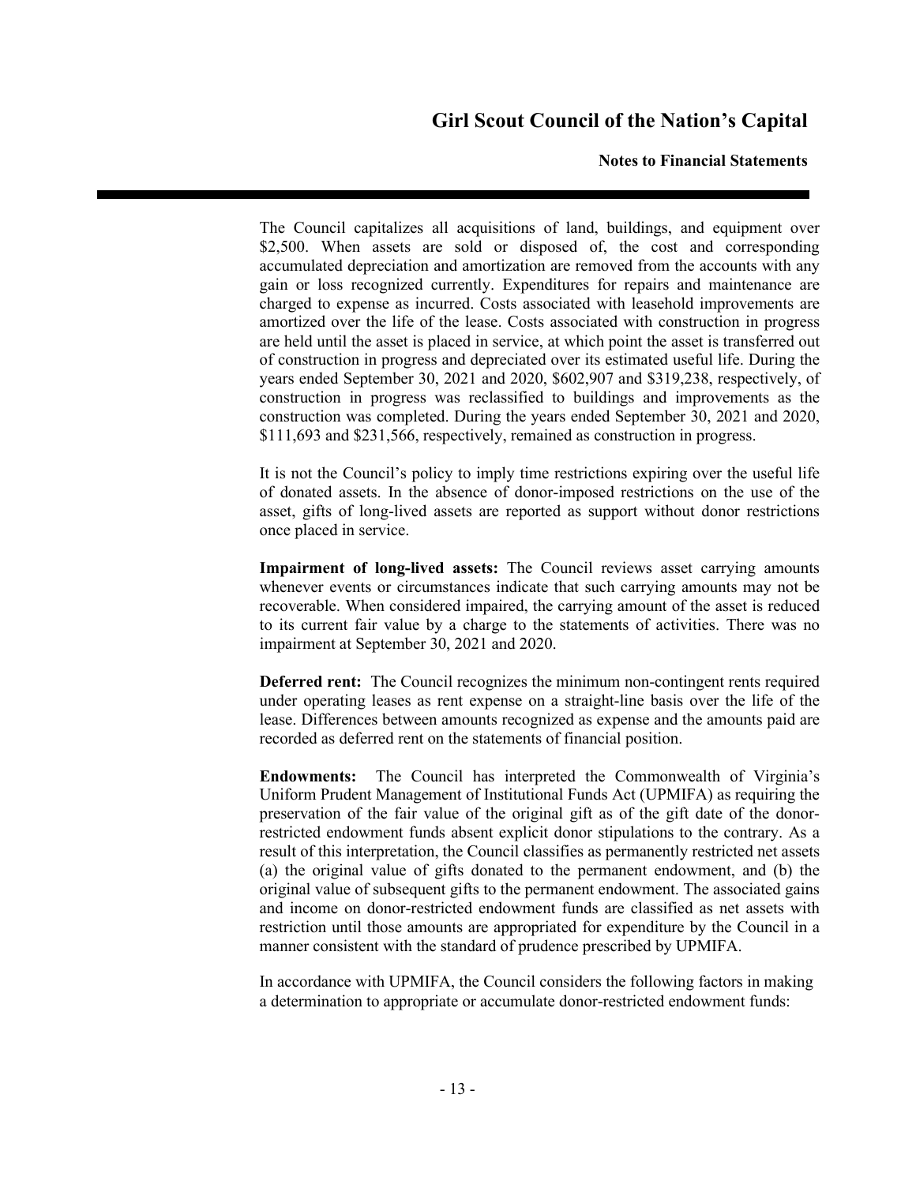The Council capitalizes all acquisitions of land, buildings, and equipment over $2,500. When assets are sold or disposed of, the cost and corresponding accumulated depreciation and amortization are removed from the accounts with any gain or loss recognized currently. Expenditures for repairs and maintenance are charged to expense as incurred. Costs associated with leasehold improvements are amortized over the life of the lease. Costs associated with construction in progress are held until the asset is placed in service, at which point the asset is transferred out of construction in progress and depreciated over its estimated useful life. During the years ended September 30, 2021 and 2020, $602,907 and $319,238, respectively, of construction in progress was reclassified to buildings and improvements as the construction was completed. During the years ended September 30, 2021 and 2020, $111,693 and $231,566, respectively, remained as construction in progress.

It is not the Council's policy to imply time restrictions expiring over the useful life of donated assets. In the absence of donor-imposed restrictions on the use of the asset, gifts of long-lived assets are reported as support without donor restrictions once placed in service.

**Impairment of long-lived assets:** The Council reviews asset carrying amounts whenever events or circumstances indicate that such carrying amounts may not be recoverable. When considered impaired, the carrying amount of the asset is reduced to its current fair value by a charge to the statements of activities. There was no impairment at September 30, 2021 and 2020.

**Deferred rent:** The Council recognizes the minimum non-contingent rents required under operating leases as rent expense on a straight-line basis over the life of the lease. Differences between amounts recognized as expense and the amounts paid are recorded as deferred rent on the statements of financial position.

**Endowments:** The Council has interpreted the Commonwealth of Virginia's Uniform Prudent Management of Institutional Funds Act (UPMIFA) as requiring the preservation of the fair value of the original gift as of the gift date of the donor-restricted endowment funds absent explicit donor stipulations to the contrary. As a result of this interpretation, the Council classifies as permanently restricted net assets (a) the original value of gifts donated to the permanent endowment, and (b) the original value of subsequent gifts to the permanent endowment. The associated gains and income on donor-restricted endowment funds are classified as net assets with restriction until those amounts are appropriated for expenditure by the Council in a manner consistent with the standard of prudence prescribed by UPMIFA.

In accordance with UPMIFA, the Council considers the following factors in making a determination to appropriate or accumulate donor-restricted endowment funds: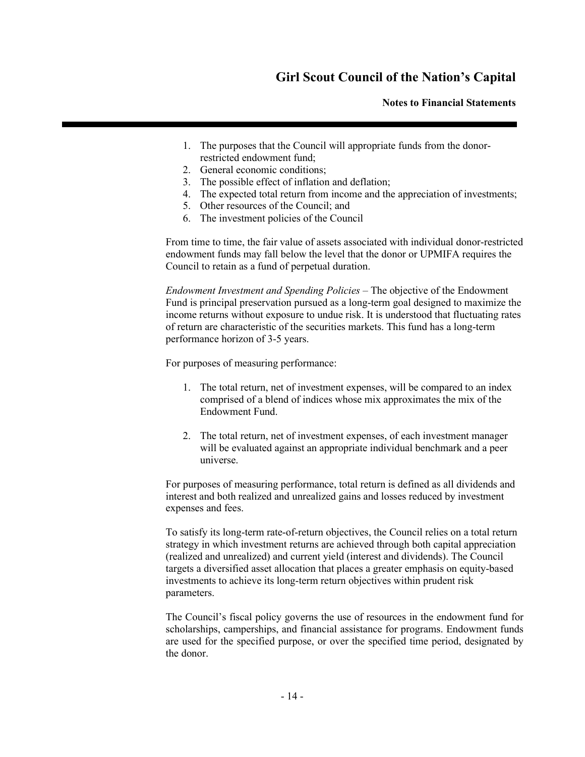1. The purposes that the Council will appropriate funds from the donor-restricted endowment fund;
2. General economic conditions;
3. The possible effect of inflation and deflation;
4. The expected total return from income and the appreciation of investments;
5. Other resources of the Council; and
6. The investment policies of the Council

From time to time, the fair value of assets associated with individual donor-restricted endowment funds may fall below the level that the donor or UPMIFA requires the Council to retain as a fund of perpetual duration.

*Endowment Investment and Spending Policies* – The objective of the Endowment Fund is principal preservation pursued as a long-term goal designed to maximize the income returns without exposure to undue risk. It is understood that fluctuating rates of return are characteristic of the securities markets. This fund has a long-term performance horizon of 3-5 years.

For purposes of measuring performance:

1. The total return, net of investment expenses, will be compared to an index comprised of a blend of indices whose mix approximates the mix of the Endowment Fund.

2. The total return, net of investment expenses, of each investment manager will be evaluated against an appropriate individual benchmark and a peer universe.

For purposes of measuring performance, total return is defined as all dividends and interest and both realized and unrealized gains and losses reduced by investment expenses and fees.

To satisfy its long-term rate-of-return objectives, the Council relies on a total return strategy in which investment returns are achieved through both capital appreciation (realized and unrealized) and current yield (interest and dividends). The Council targets a diversified asset allocation that places a greater emphasis on equity-based investments to achieve its long-term return objectives within prudent risk parameters.

The Council's fiscal policy governs the use of resources in the endowment fund for scholarships, camperships, and financial assistance for programs. Endowment funds are used for the specified purpose, or over the specified time period, designated by the donor.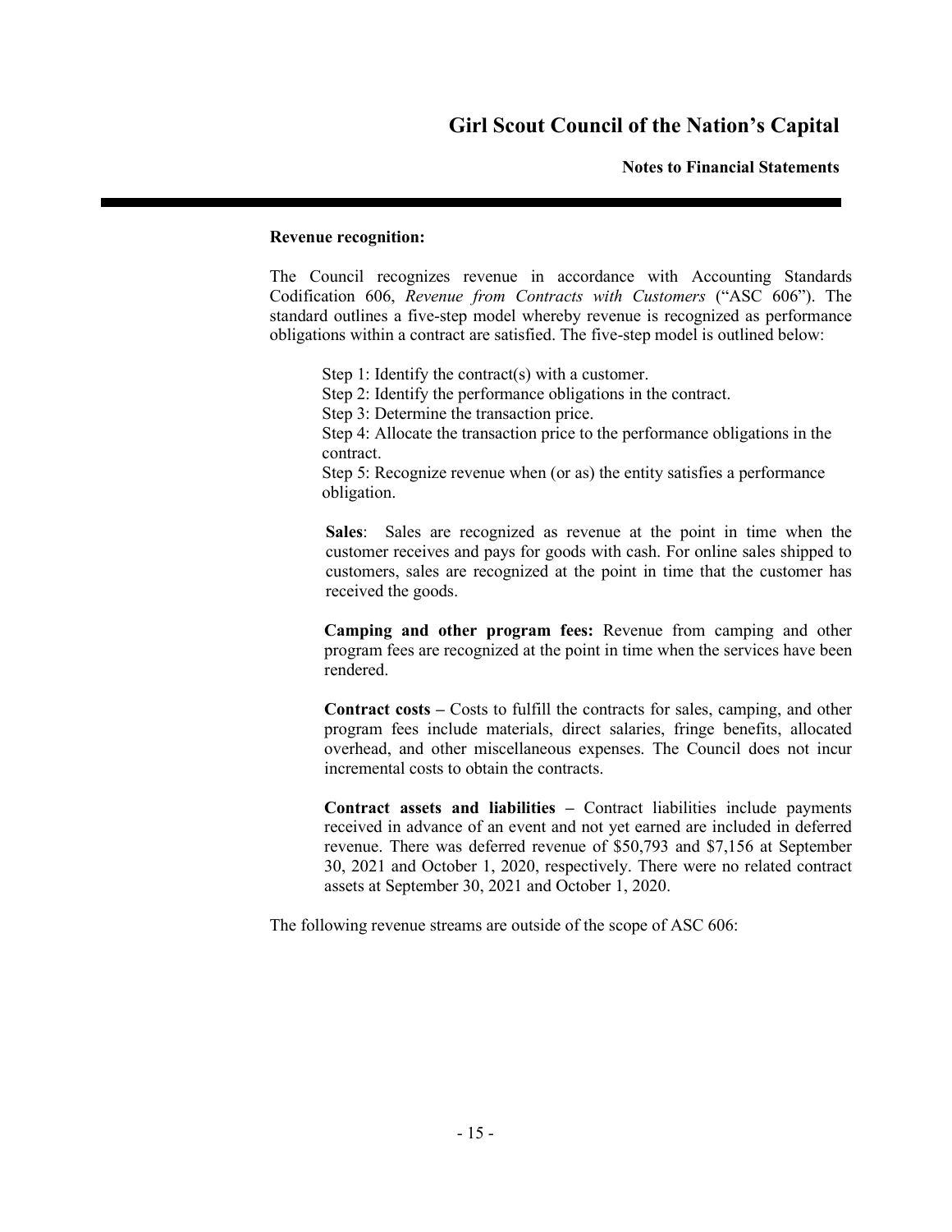**Revenue recognition:**

The Council recognizes revenue in accordance with Accounting Standards Codification 606, *Revenue from Contracts with Customers* ("ASC 606"). The standard outlines a five-step model whereby revenue is recognized as performance obligations within a contract are satisfied. The five-step model is outlined below:

Step 1: Identify the contract(s) with a customer.
Step 2: Identify the performance obligations in the contract.
Step 3: Determine the transaction price.
Step 4: Allocate the transaction price to the performance obligations in the contract.
Step 5: Recognize revenue when (or as) the entity satisfies a performance obligation.

**Sales**: Sales are recognized as revenue at the point in time when the customer receives and pays for goods with cash. For online sales shipped to customers, sales are recognized at the point in time that the customer has received the goods.

**Camping and other program fees:** Revenue from camping and other program fees are recognized at the point in time when the services have been rendered.

**Contract costs –** Costs to fulfill the contracts for sales, camping, and other program fees include materials, direct salaries, fringe benefits, allocated overhead, and other miscellaneous expenses. The Council does not incur incremental costs to obtain the contracts.

**Contract assets and liabilities –** Contract liabilities include payments received in advance of an event and not yet earned are included in deferred revenue. There was deferred revenue of $50,793 and $7,156 at September 30, 2021 and October 1, 2020, respectively. There were no related contract assets at September 30, 2021 and October 1, 2020.

The following revenue streams are outside of the scope of ASC 606: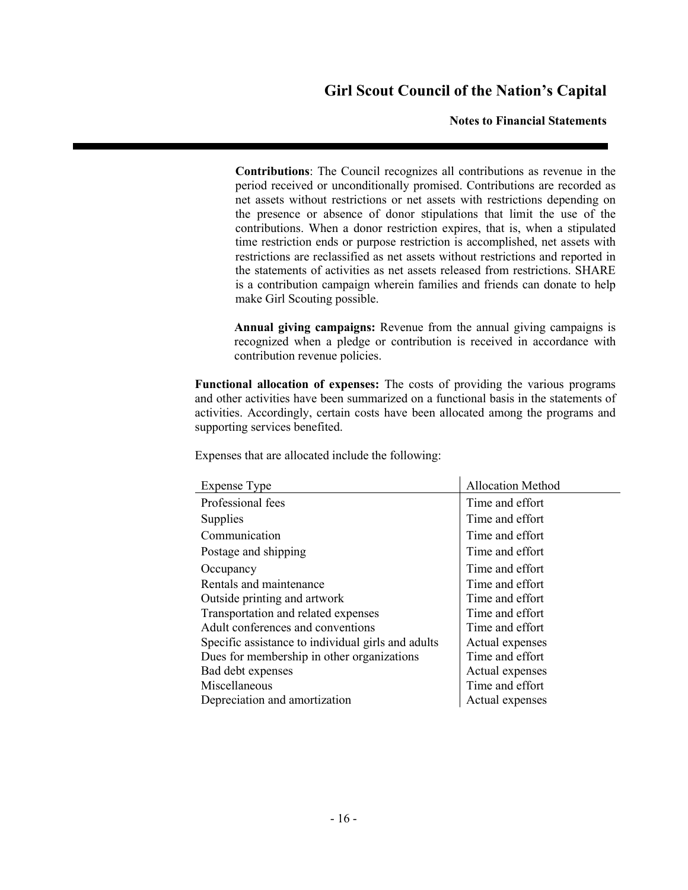**Contributions**: The Council recognizes all contributions as revenue in the period received or unconditionally promised. Contributions are recorded as net assets without restrictions or net assets with restrictions depending on the presence or absence of donor stipulations that limit the use of the contributions. When a donor restriction expires, that is, when a stipulated time restriction ends or purpose restriction is accomplished, net assets with restrictions are reclassified as net assets without restrictions and reported in the statements of activities as net assets released from restrictions. SHARE is a contribution campaign wherein families and friends can donate to help make Girl Scouting possible.

**Annual giving campaigns:** Revenue from the annual giving campaigns is recognized when a pledge or contribution is received in accordance with contribution revenue policies.

**Functional allocation of expenses:** The costs of providing the various programs and other activities have been summarized on a functional basis in the statements of activities. Accordingly, certain costs have been allocated among the programs and supporting services benefited.

Expenses that are allocated include the following:

| Expense Type | Allocation Method |
|---|---|
| Professional fees | Time and effort |
| Supplies | Time and effort |
| Communication | Time and effort |
| Postage and shipping | Time and effort |
| Occupancy | Time and effort |
| Rentals and maintenance | Time and effort |
| Outside printing and artwork | Time and effort |
| Transportation and related expenses | Time and effort |
| Adult conferences and conventions | Time and effort |
| Specific assistance to individual girls and adults | Actual expenses |
| Dues for membership in other organizations | Time and effort |
| Bad debt expenses | Actual expenses |
| Miscellaneous | Time and effort |
| Depreciation and amortization | Actual expenses |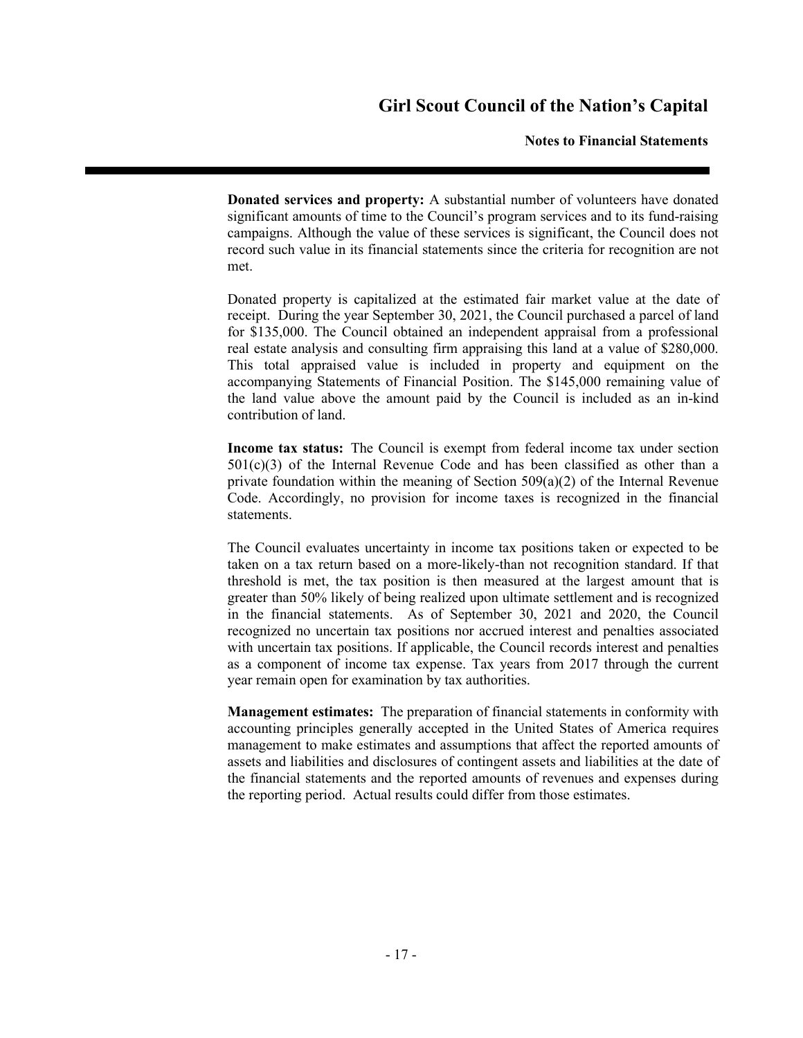**Donated services and property:** A substantial number of volunteers have donated significant amounts of time to the Council's program services and to its fund-raising campaigns. Although the value of these services is significant, the Council does not record such value in its financial statements since the criteria for recognition are not met.

Donated property is capitalized at the estimated fair market value at the date of receipt. During the year September 30, 2021, the Council purchased a parcel of land for $135,000. The Council obtained an independent appraisal from a professional real estate analysis and consulting firm appraising this land at a value of $280,000. This total appraised value is included in property and equipment on the accompanying Statements of Financial Position. The $145,000 remaining value of the land value above the amount paid by the Council is included as an in-kind contribution of land.

**Income tax status:** The Council is exempt from federal income tax under section 501(c)(3) of the Internal Revenue Code and has been classified as other than a private foundation within the meaning of Section 509(a)(2) of the Internal Revenue Code. Accordingly, no provision for income taxes is recognized in the financial statements.

The Council evaluates uncertainty in income tax positions taken or expected to be taken on a tax return based on a more-likely-than not recognition standard. If that threshold is met, the tax position is then measured at the largest amount that is greater than 50% likely of being realized upon ultimate settlement and is recognized in the financial statements. As of September 30, 2021 and 2020, the Council recognized no uncertain tax positions nor accrued interest and penalties associated with uncertain tax positions. If applicable, the Council records interest and penalties as a component of income tax expense. Tax years from 2017 through the current year remain open for examination by tax authorities.

**Management estimates:** The preparation of financial statements in conformity with accounting principles generally accepted in the United States of America requires management to make estimates and assumptions that affect the reported amounts of assets and liabilities and disclosures of contingent assets and liabilities at the date of the financial statements and the reported amounts of revenues and expenses during the reporting period. Actual results could differ from those estimates.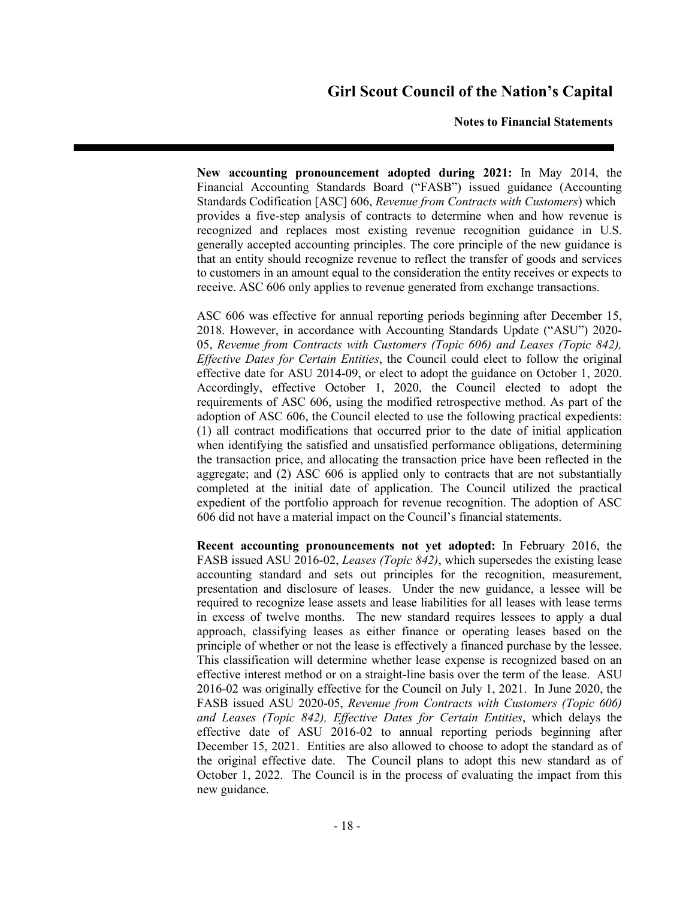**New accounting pronouncement adopted during 2021:** In May 2014, the Financial Accounting Standards Board ("FASB") issued guidance (Accounting Standards Codification [ASC] 606, *Revenue from Contracts with Customers*) which provides a five-step analysis of contracts to determine when and how revenue is recognized and replaces most existing revenue recognition guidance in U.S. generally accepted accounting principles. The core principle of the new guidance is that an entity should recognize revenue to reflect the transfer of goods and services to customers in an amount equal to the consideration the entity receives or expects to receive. ASC 606 only applies to revenue generated from exchange transactions.

ASC 606 was effective for annual reporting periods beginning after December 15, 2018. However, in accordance with Accounting Standards Update ("ASU") 2020-05, *Revenue from Contracts with Customers (Topic 606) and Leases (Topic 842), Effective Dates for Certain Entities*, the Council could elect to follow the original effective date for ASU 2014-09, or elect to adopt the guidance on October 1, 2020. Accordingly, effective October 1, 2020, the Council elected to adopt the requirements of ASC 606, using the modified retrospective method. As part of the adoption of ASC 606, the Council elected to use the following practical expedients: (1) all contract modifications that occurred prior to the date of initial application when identifying the satisfied and unsatisfied performance obligations, determining the transaction price, and allocating the transaction price have been reflected in the aggregate; and (2) ASC 606 is applied only to contracts that are not substantially completed at the initial date of application. The Council utilized the practical expedient of the portfolio approach for revenue recognition. The adoption of ASC 606 did not have a material impact on the Council's financial statements.

**Recent accounting pronouncements not yet adopted:** In February 2016, the FASB issued ASU 2016-02, *Leases (Topic 842)*, which supersedes the existing lease accounting standard and sets out principles for the recognition, measurement, presentation and disclosure of leases. Under the new guidance, a lessee will be required to recognize lease assets and lease liabilities for all leases with lease terms in excess of twelve months. The new standard requires lessees to apply a dual approach, classifying leases as either finance or operating leases based on the principle of whether or not the lease is effectively a financed purchase by the lessee. This classification will determine whether lease expense is recognized based on an effective interest method or on a straight-line basis over the term of the lease. ASU 2016-02 was originally effective for the Council on July 1, 2021. In June 2020, the FASB issued ASU 2020-05, *Revenue from Contracts with Customers (Topic 606) and Leases (Topic 842), Effective Dates for Certain Entities*, which delays the effective date of ASU 2016-02 to annual reporting periods beginning after December 15, 2021. Entities are also allowed to choose to adopt the standard as of the original effective date. The Council plans to adopt this new standard as of October 1, 2022. The Council is in the process of evaluating the impact from this new guidance.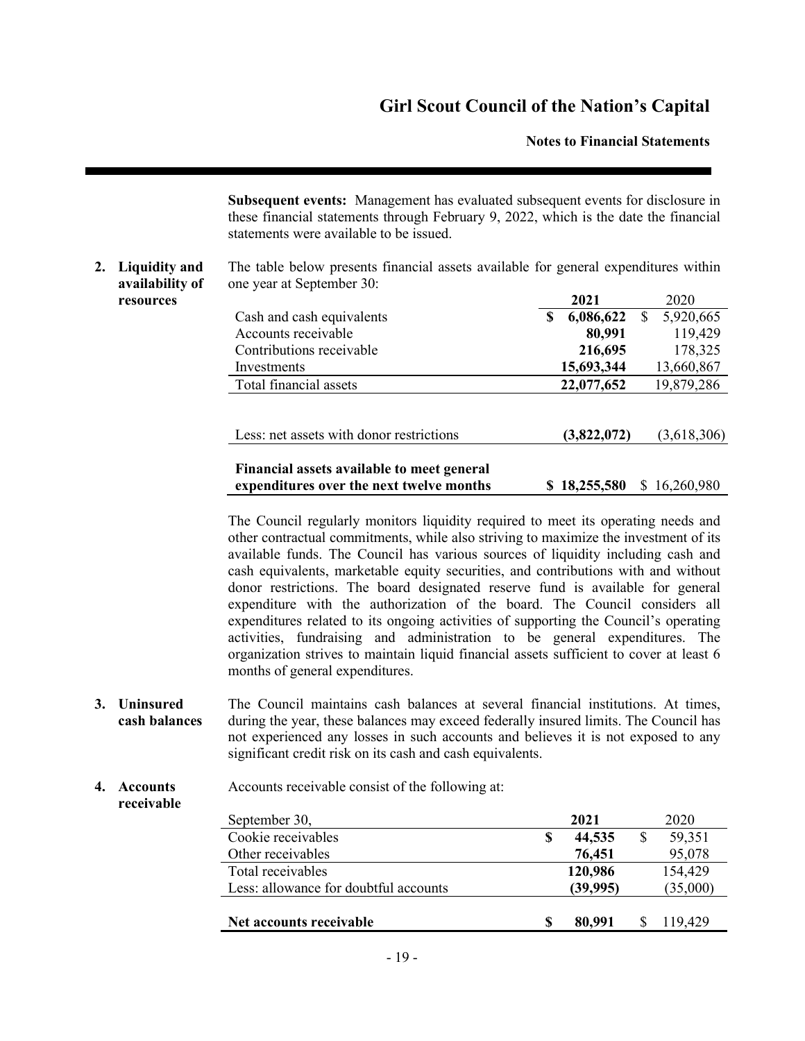**Subsequent events:** Management has evaluated subsequent events for disclosure in these financial statements through February 9, 2022, which is the date the financial statements were available to be issued.

## 2. Liquidity and availability of resources

The table below presents financial assets available for general expenditures within one year at September 30:

| | 2021 | 2020 |
|---|---|---|
| Cash and cash equivalents | $ 6,086,622 | $ 5,920,665 |
| Accounts receivable | 80,991 | 119,429 |
| Contributions receivable | 216,695 | 178,325 |
| Investments | 15,693,344 | 13,660,867 |
| Total financial assets | 22,077,652 | 19,879,286 |
| Less: net assets with donor restrictions | (3,822,072) | (3,618,306) |
| **Financial assets available to meet general expenditures over the next twelve months** | **$ 18,255,580** | $ 16,260,980 |

The Council regularly monitors liquidity required to meet its operating needs and other contractual commitments, while also striving to maximize the investment of its available funds. The Council has various sources of liquidity including cash and cash equivalents, marketable equity securities, and contributions with and without donor restrictions. The board designated reserve fund is available for general expenditure with the authorization of the board. The Council considers all expenditures related to its ongoing activities of supporting the Council's operating activities, fundraising and administration to be general expenditures. The organization strives to maintain liquid financial assets sufficient to cover at least 6 months of general expenditures.

## 3. Uninsured cash balances

The Council maintains cash balances at several financial institutions. At times, during the year, these balances may exceed federally insured limits. The Council has not experienced any losses in such accounts and believes it is not exposed to any significant credit risk on its cash and cash equivalents.

## 4. Accounts receivable

Accounts receivable consist of the following at:

| September 30, | 2021 | 2020 |
|---|---|---|
| Cookie receivables | $ 44,535 | $ 59,351 |
| Other receivables | 76,451 | 95,078 |
| Total receivables | 120,986 | 154,429 |
| Less: allowance for doubtful accounts | (39,995) | (35,000) |
| **Net accounts receivable** | **$ 80,991** | $ 119,429 |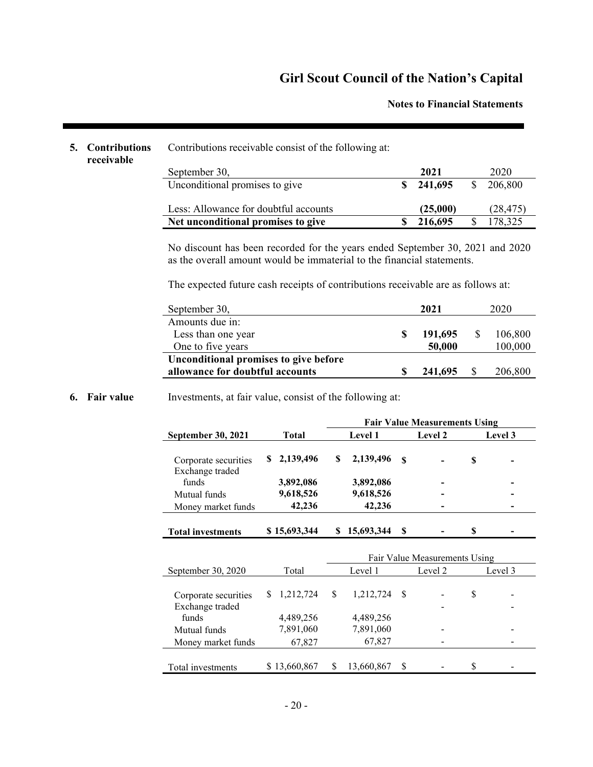## 5. Contributions receivable

Contributions receivable consist of the following at:

| September 30, | 2021 | 2020 |
|---|---|---|
| Unconditional promises to give | $ 241,695 | $ 206,800 |
| Less: Allowance for doubtful accounts | (25,000) | (28,475) |
| **Net unconditional promises to give** | **$ 216,695** | **$ 178,325** |

No discount has been recorded for the years ended September 30, 2021 and 2020 as the overall amount would be immaterial to the financial statements.

The expected future cash receipts of contributions receivable are as follows at:

| September 30, | 2021 | 2020 |
|---|---|---|
| Amounts due in: | | |
| Less than one year | $ 191,695 | $ 106,800 |
| One to five years | 50,000 | 100,000 |
| **Unconditional promises to give before allowance for doubtful accounts** | **$ 241,695** | **$ 206,800** |

## 6. Fair value

Investments, at fair value, consist of the following at:

| | | Fair Value Measurements Using | | |
|---|---|---|---|---|
| **September 30, 2021** | **Total** | **Level 1** | **Level 2** | **Level 3** |
| Corporate securities | $ 2,139,496 | $ 2,139,496 | $ - | $ - |
| Exchange traded funds | 3,892,086 | 3,892,086 | - | - |
| Mutual funds | 9,618,526 | 9,618,526 | - | - |
| Money market funds | 42,236 | 42,236 | - | - |
| **Total investments** | **$ 15,693,344** | **$ 15,693,344** | **$ -** | **$ -** |

| | | Fair Value Measurements Using | | |
|---|---|---|---|---|
| September 30, 2020 | Total | Level 1 | Level 2 | Level 3 |
| Corporate securities | $ 1,212,724 | $ 1,212,724 | $ - | $ - |
| Exchange traded funds | 4,489,256 | 4,489,256 | - | - |
| Mutual funds | 7,891,060 | 7,891,060 | - | - |
| Money market funds | 67,827 | 67,827 | - | - |
| Total investments | $ 13,660,867 | $ 13,660,867 | $ - | $ - |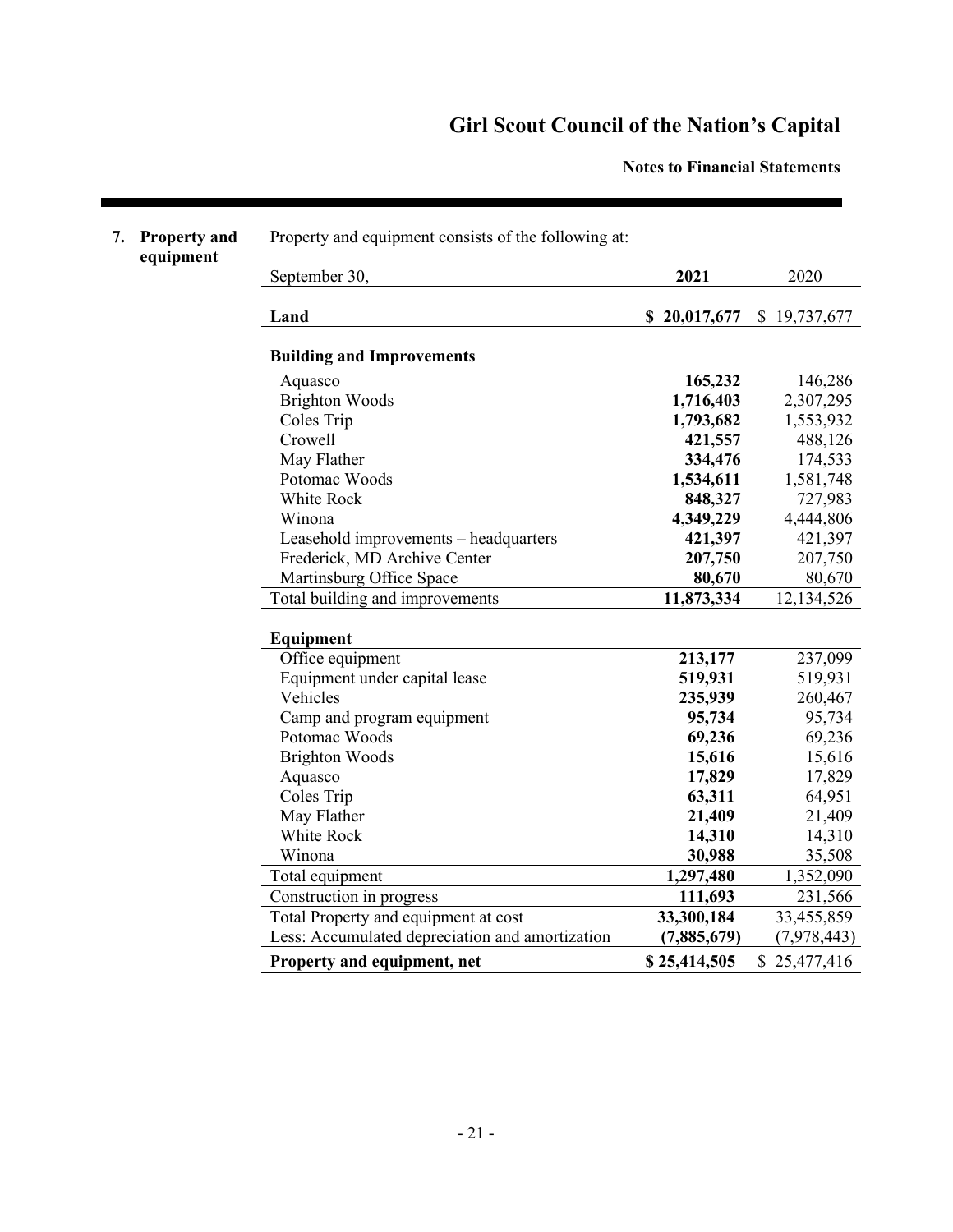## 7. Property and equipment

Property and equipment consists of the following at:

| September 30, | 2021 | 2020 |
|---|---|---|
| **Land** | **$ 20,017,677** | $ 19,737,677 |
| **Building and Improvements** | | |
| Aquasco | **165,232** | 146,286 |
| Brighton Woods | **1,716,403** | 2,307,295 |
| Coles Trip | **1,793,682** | 1,553,932 |
| Crowell | **421,557** | 488,126 |
| May Flather | **334,476** | 174,533 |
| Potomac Woods | **1,534,611** | 1,581,748 |
| White Rock | **848,327** | 727,983 |
| Winona | **4,349,229** | 4,444,806 |
| Leasehold improvements – headquarters | **421,397** | 421,397 |
| Frederick, MD Archive Center | **207,750** | 207,750 |
| Martinsburg Office Space | **80,670** | 80,670 |
| Total building and improvements | **11,873,334** | 12,134,526 |
| **Equipment** | | |
| Office equipment | **213,177** | 237,099 |
| Equipment under capital lease | **519,931** | 519,931 |
| Vehicles | **235,939** | 260,467 |
| Camp and program equipment | **95,734** | 95,734 |
| Potomac Woods | **69,236** | 69,236 |
| Brighton Woods | **15,616** | 15,616 |
| Aquasco | **17,829** | 17,829 |
| Coles Trip | **63,311** | 64,951 |
| May Flather | **21,409** | 21,409 |
| White Rock | **14,310** | 14,310 |
| Winona | **30,988** | 35,508 |
| Total equipment | **1,297,480** | 1,352,090 |
| Construction in progress | **111,693** | 231,566 |
| Total Property and equipment at cost | **33,300,184** | 33,455,859 |
| Less: Accumulated depreciation and amortization | **(7,885,679)** | (7,978,443) |
| **Property and equipment, net** | **$ 25,414,505** | $ 25,477,416 |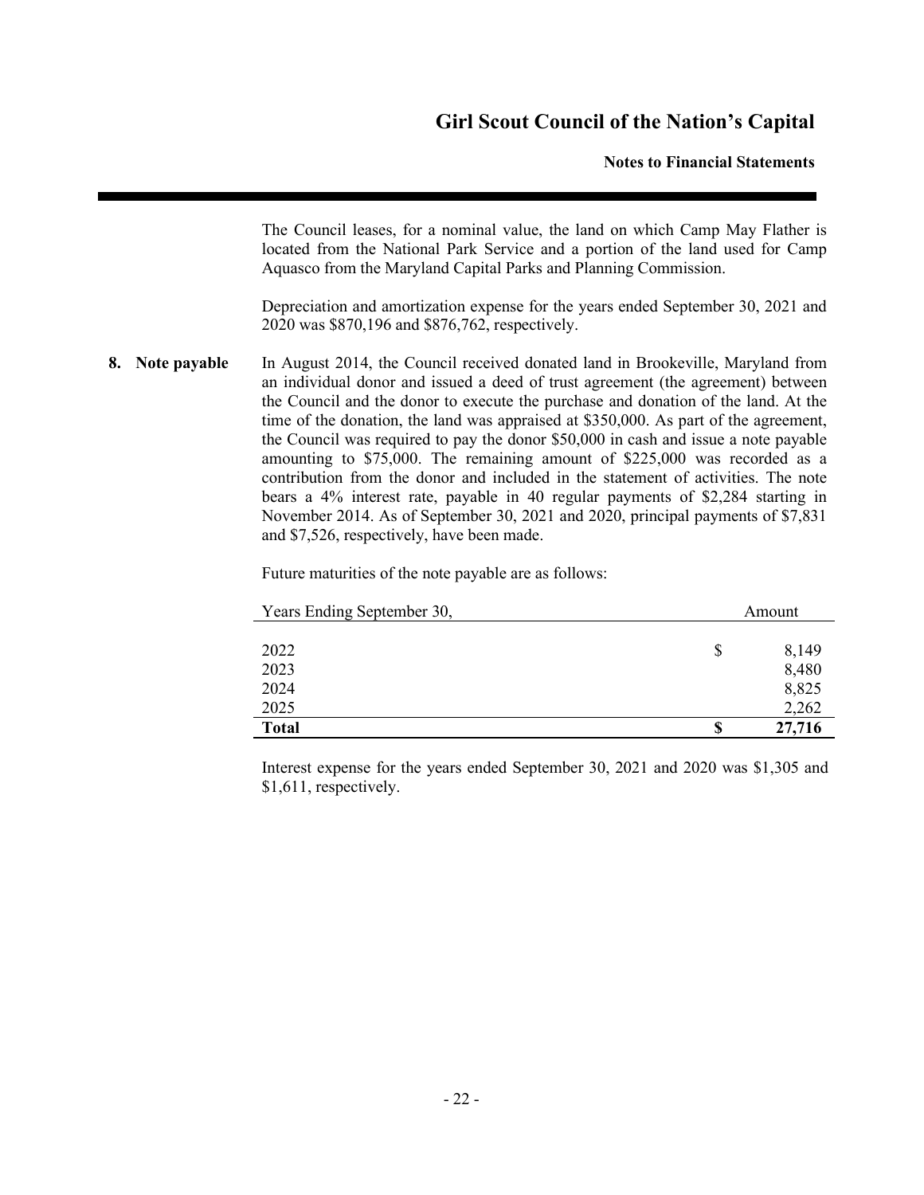The Council leases, for a nominal value, the land on which Camp May Flather is located from the National Park Service and a portion of the land used for Camp Aquasco from the Maryland Capital Parks and Planning Commission.

Depreciation and amortization expense for the years ended September 30, 2021 and 2020 was $870,196 and $876,762, respectively.

**8. Note payable**

In August 2014, the Council received donated land in Brookeville, Maryland from an individual donor and issued a deed of trust agreement (the agreement) between the Council and the donor to execute the purchase and donation of the land. At the time of the donation, the land was appraised at $350,000. As part of the agreement, the Council was required to pay the donor $50,000 in cash and issue a note payable amounting to $75,000. The remaining amount of $225,000 was recorded as a contribution from the donor and included in the statement of activities. The note bears a 4% interest rate, payable in 40 regular payments of $2,284 starting in November 2014. As of September 30, 2021 and 2020, principal payments of $7,831 and $7,526, respectively, have been made.

Future maturities of the note payable are as follows:

| Years Ending September 30, | Amount |
|---|---|
| 2022 | $ 8,149 |
| 2023 | 8,480 |
| 2024 | 8,825 |
| 2025 | 2,262 |
| **Total** | **$ 27,716** |

Interest expense for the years ended September 30, 2021 and 2020 was $1,305 and $1,611, respectively.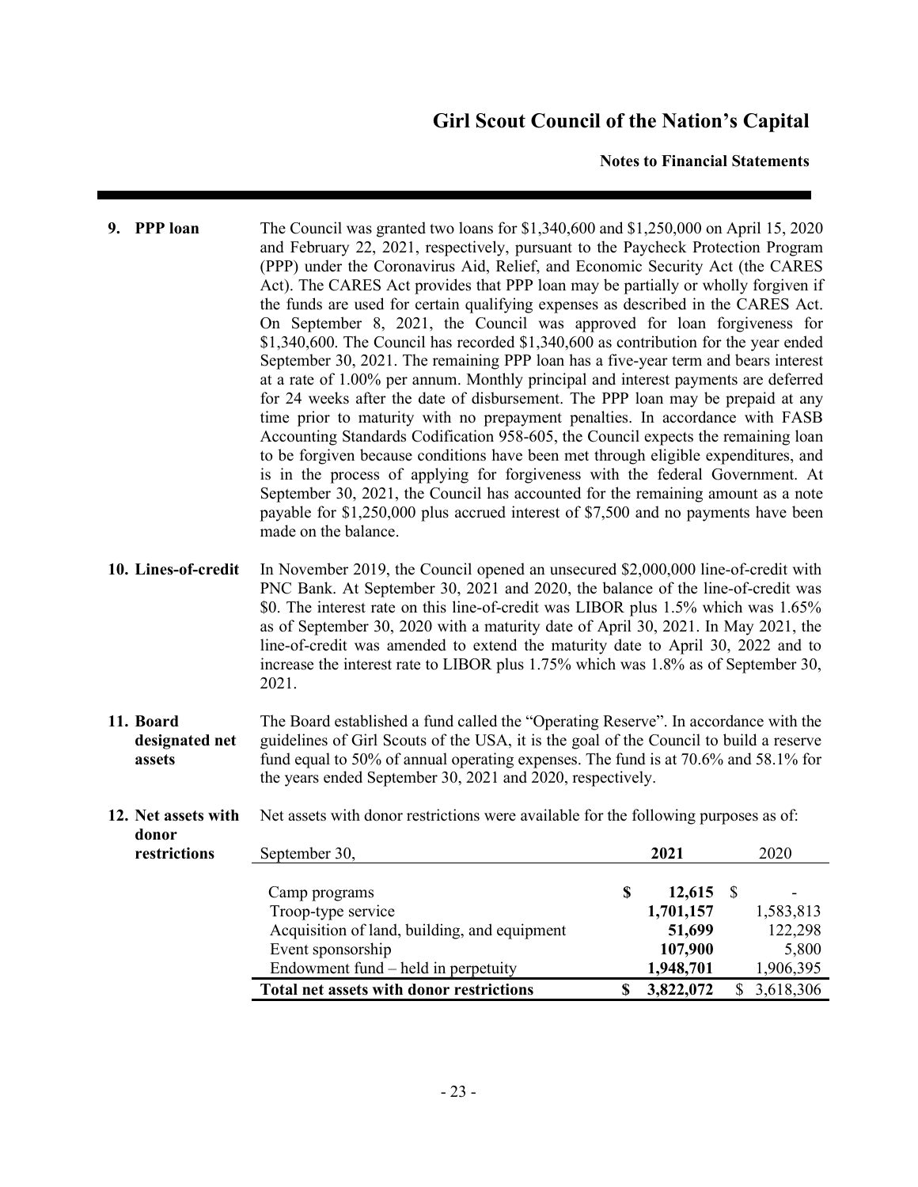**9. PPP loan**

The Council was granted two loans for $1,340,600 and $1,250,000 on April 15, 2020 and February 22, 2021, respectively, pursuant to the Paycheck Protection Program (PPP) under the Coronavirus Aid, Relief, and Economic Security Act (the CARES Act). The CARES Act provides that PPP loan may be partially or wholly forgiven if the funds are used for certain qualifying expenses as described in the CARES Act. On September 8, 2021, the Council was approved for loan forgiveness for $1,340,600. The Council has recorded $1,340,600 as contribution for the year ended September 30, 2021. The remaining PPP loan has a five-year term and bears interest at a rate of 1.00% per annum. Monthly principal and interest payments are deferred for 24 weeks after the date of disbursement. The PPP loan may be prepaid at any time prior to maturity with no prepayment penalties. In accordance with FASB Accounting Standards Codification 958-605, the Council expects the remaining loan to be forgiven because conditions have been met through eligible expenditures, and is in the process of applying for forgiveness with the federal Government. At September 30, 2021, the Council has accounted for the remaining amount as a note payable for $1,250,000 plus accrued interest of $7,500 and no payments have been made on the balance.

**10. Lines-of-credit**

In November 2019, the Council opened an unsecured $2,000,000 line-of-credit with PNC Bank. At September 30, 2021 and 2020, the balance of the line-of-credit was $0. The interest rate on this line-of-credit was LIBOR plus 1.5% which was 1.65% as of September 30, 2020 with a maturity date of April 30, 2021. In May 2021, the line-of-credit was amended to extend the maturity date to April 30, 2022 and to increase the interest rate to LIBOR plus 1.75% which was 1.8% as of September 30, 2021.

**11. Board designated net assets**

The Board established a fund called the "Operating Reserve". In accordance with the guidelines of Girl Scouts of the USA, it is the goal of the Council to build a reserve fund equal to 50% of annual operating expenses. The fund is at 70.6% and 58.1% for the years ended September 30, 2021 and 2020, respectively.

**12. Net assets with donor restrictions**

Net assets with donor restrictions were available for the following purposes as of:

| September 30, | 2021 | 2020 |
|---|---|---|
| Camp programs | $ 12,615 | $ - |
| Troop-type service | 1,701,157 | 1,583,813 |
| Acquisition of land, building, and equipment | 51,699 | 122,298 |
| Event sponsorship | 107,900 | 5,800 |
| Endowment fund – held in perpetuity | 1,948,701 | 1,906,395 |
| **Total net assets with donor restrictions** | **$ 3,822,072** | $ 3,618,306 |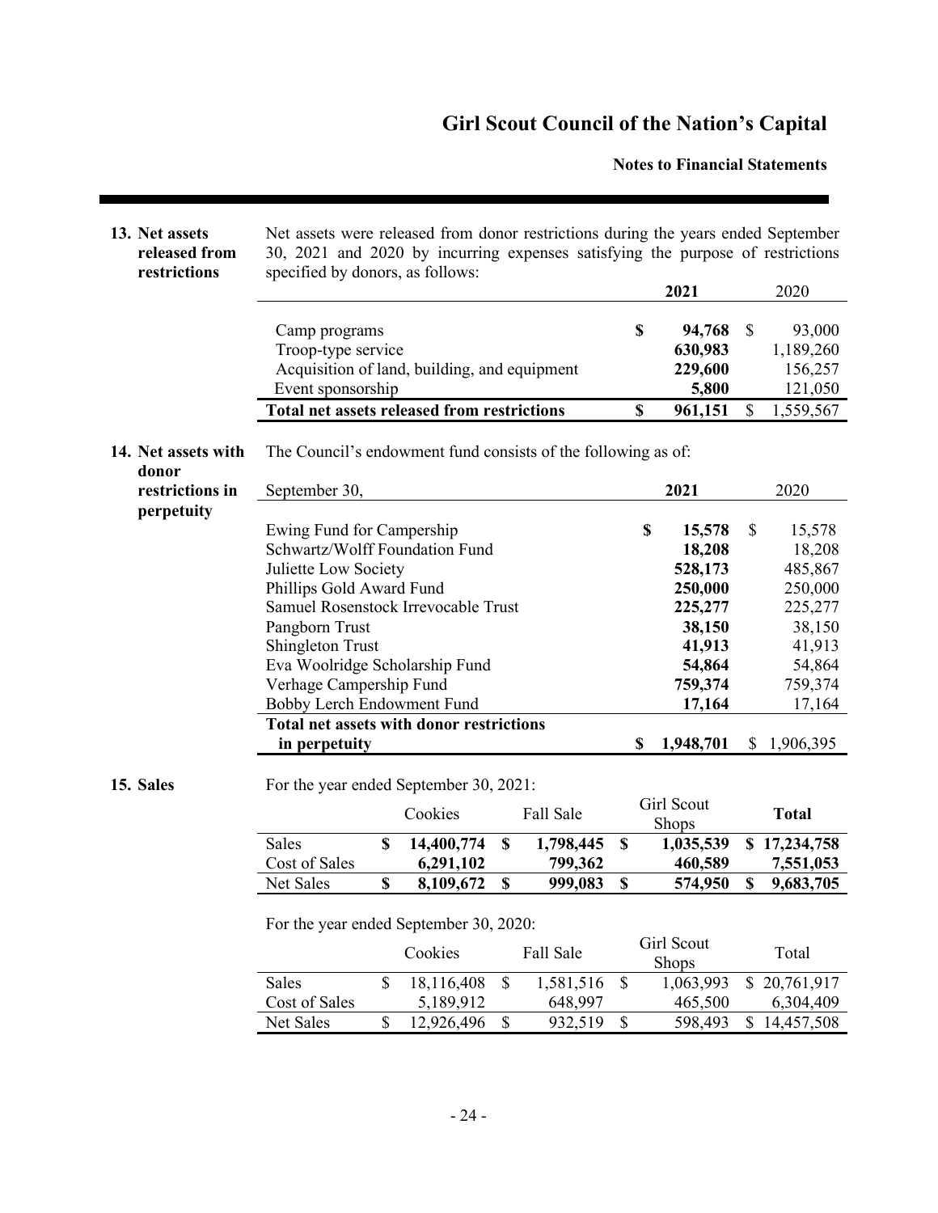## 13. Net assets released from restrictions

Net assets were released from donor restrictions during the years ended September 30, 2021 and 2020 by incurring expenses satisfying the purpose of restrictions specified by donors, as follows:

| | 2021 | 2020 |
|---|---|---|
| Camp programs | **$ 94,768** | $ 93,000 |
| Troop-type service | **630,983** | 1,189,260 |
| Acquisition of land, building, and equipment | **229,600** | 156,257 |
| Event sponsorship | **5,800** | 121,050 |
| **Total net assets released from restrictions** | **$ 961,151** | $ 1,559,567 |

## 14. Net assets with donor restrictions in perpetuity

The Council's endowment fund consists of the following as of:

| September 30, | 2021 | 2020 |
|---|---|---|
| Ewing Fund for Campership | **$ 15,578** | $ 15,578 |
| Schwartz/Wolff Foundation Fund | **18,208** | 18,208 |
| Juliette Low Society | **528,173** | 485,867 |
| Phillips Gold Award Fund | **250,000** | 250,000 |
| Samuel Rosenstock Irrevocable Trust | **225,277** | 225,277 |
| Pangborn Trust | **38,150** | 38,150 |
| Shingleton Trust | **41,913** | 41,913 |
| Eva Woolridge Scholarship Fund | **54,864** | 54,864 |
| Verhage Campership Fund | **759,374** | 759,374 |
| Bobby Lerch Endowment Fund | **17,164** | 17,164 |
| **Total net assets with donor restrictions in perpetuity** | **$ 1,948,701** | $ 1,906,395 |

## 15. Sales

For the year ended September 30, 2021:

| | Cookies | Fall Sale | Girl Scout Shops | **Total** |
|---|---|---|---|---|
| Sales | **$ 14,400,774** | **$ 1,798,445** | **$ 1,035,539** | **$ 17,234,758** |
| Cost of Sales | **6,291,102** | **799,362** | **460,589** | **7,551,053** |
| Net Sales | **$ 8,109,672** | **$ 999,083** | **$ 574,950** | **$ 9,683,705** |

For the year ended September 30, 2020:

| | Cookies | Fall Sale | Girl Scout Shops | Total |
|---|---|---|---|---|
| Sales | $ 18,116,408 | $ 1,581,516 | $ 1,063,993 | $ 20,761,917 |
| Cost of Sales | 5,189,912 | 648,997 | 465,500 | 6,304,409 |
| Net Sales | $ 12,926,496 | $ 932,519 | $ 598,493 | $ 14,457,508 |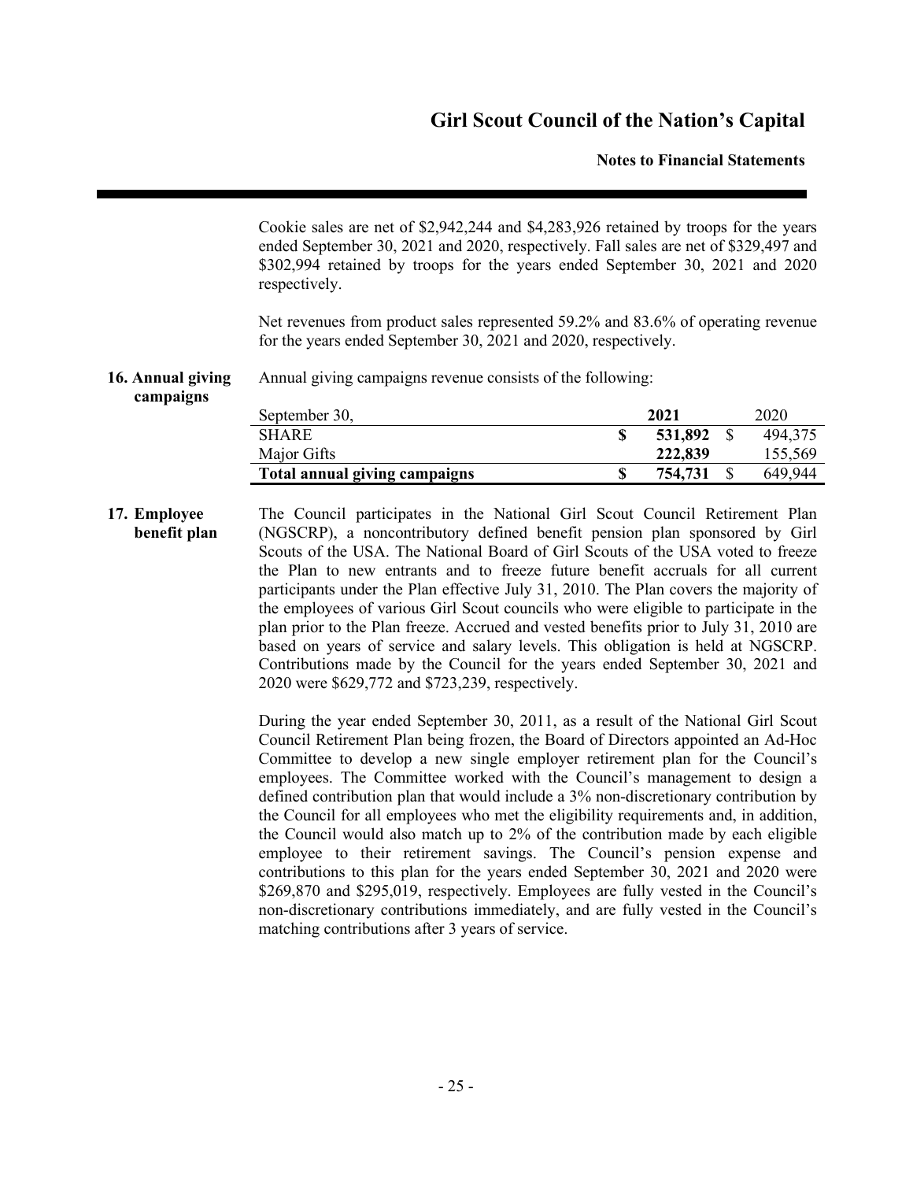Cookie sales are net of $2,942,244 and $4,283,926 retained by troops for the years ended September 30, 2021 and 2020, respectively. Fall sales are net of $329,497 and $302,994 retained by troops for the years ended September 30, 2021 and 2020 respectively.

Net revenues from product sales represented 59.2% and 83.6% of operating revenue for the years ended September 30, 2021 and 2020, respectively.

## 16. Annual giving campaigns

Annual giving campaigns revenue consists of the following:

| September 30, | 2021 | 2020 |
|---|---|---|
| SHARE | $ 531,892 | $ 494,375 |
| Major Gifts | 222,839 | 155,569 |
| **Total annual giving campaigns** | **$ 754,731** | $ 649,944 |

## 17. Employee benefit plan

The Council participates in the National Girl Scout Council Retirement Plan (NGSCRP), a noncontributory defined benefit pension plan sponsored by Girl Scouts of the USA. The National Board of Girl Scouts of the USA voted to freeze the Plan to new entrants and to freeze future benefit accruals for all current participants under the Plan effective July 31, 2010. The Plan covers the majority of the employees of various Girl Scout councils who were eligible to participate in the plan prior to the Plan freeze. Accrued and vested benefits prior to July 31, 2010 are based on years of service and salary levels. This obligation is held at NGSCRP. Contributions made by the Council for the years ended September 30, 2021 and 2020 were $629,772 and $723,239, respectively.

During the year ended September 30, 2011, as a result of the National Girl Scout Council Retirement Plan being frozen, the Board of Directors appointed an Ad-Hoc Committee to develop a new single employer retirement plan for the Council's employees. The Committee worked with the Council's management to design a defined contribution plan that would include a 3% non-discretionary contribution by the Council for all employees who met the eligibility requirements and, in addition, the Council would also match up to 2% of the contribution made by each eligible employee to their retirement savings. The Council's pension expense and contributions to this plan for the years ended September 30, 2021 and 2020 were $269,870 and $295,019, respectively. Employees are fully vested in the Council's non-discretionary contributions immediately, and are fully vested in the Council's matching contributions after 3 years of service.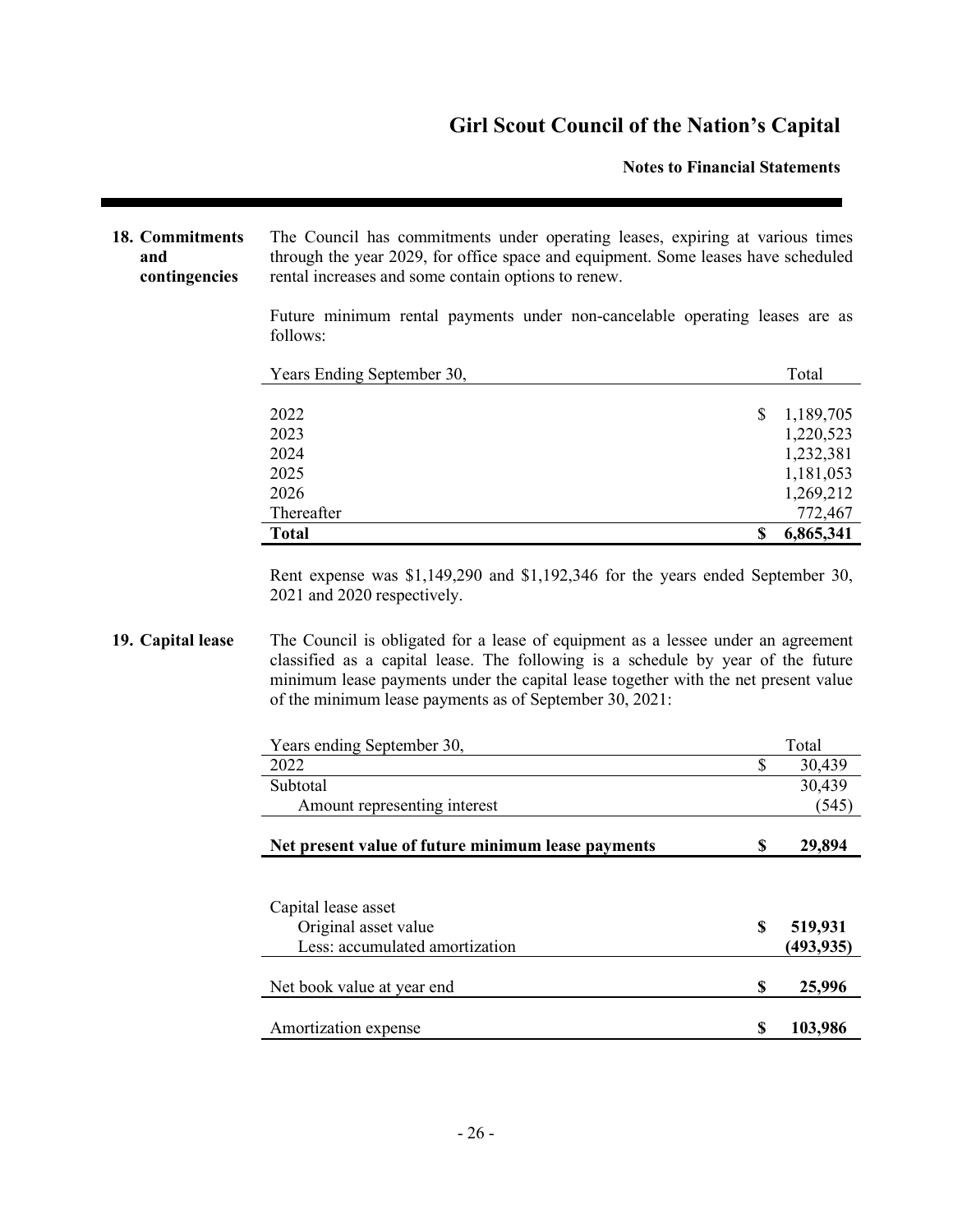## 18. Commitments and contingencies

The Council has commitments under operating leases, expiring at various times through the year 2029, for office space and equipment. Some leases have scheduled rental increases and some contain options to renew.

Future minimum rental payments under non-cancelable operating leases are as follows:

| Years Ending September 30, | Total |
|---|---|
| 2022 | $ 1,189,705 |
| 2023 | 1,220,523 |
| 2024 | 1,232,381 |
| 2025 | 1,181,053 |
| 2026 | 1,269,212 |
| Thereafter | 772,467 |
| **Total** | **$ 6,865,341** |

Rent expense was $1,149,290 and $1,192,346 for the years ended September 30, 2021 and 2020 respectively.

## 19. Capital lease

The Council is obligated for a lease of equipment as a lessee under an agreement classified as a capital lease. The following is a schedule by year of the future minimum lease payments under the capital lease together with the net present value of the minimum lease payments as of September 30, 2021:

| Years ending September 30, | Total |
|---|---|
| 2022 | $ 30,439 |
| Subtotal | 30,439 |
| Amount representing interest | (545) |
| **Net present value of future minimum lease payments** | **$ 29,894** |

| Capital lease asset | |
|---|---|
| Original asset value | **$ 519,931** |
| Less: accumulated amortization | **(493,935)** |
| Net book value at year end | **$ 25,996** |
| Amortization expense | **$ 103,986** |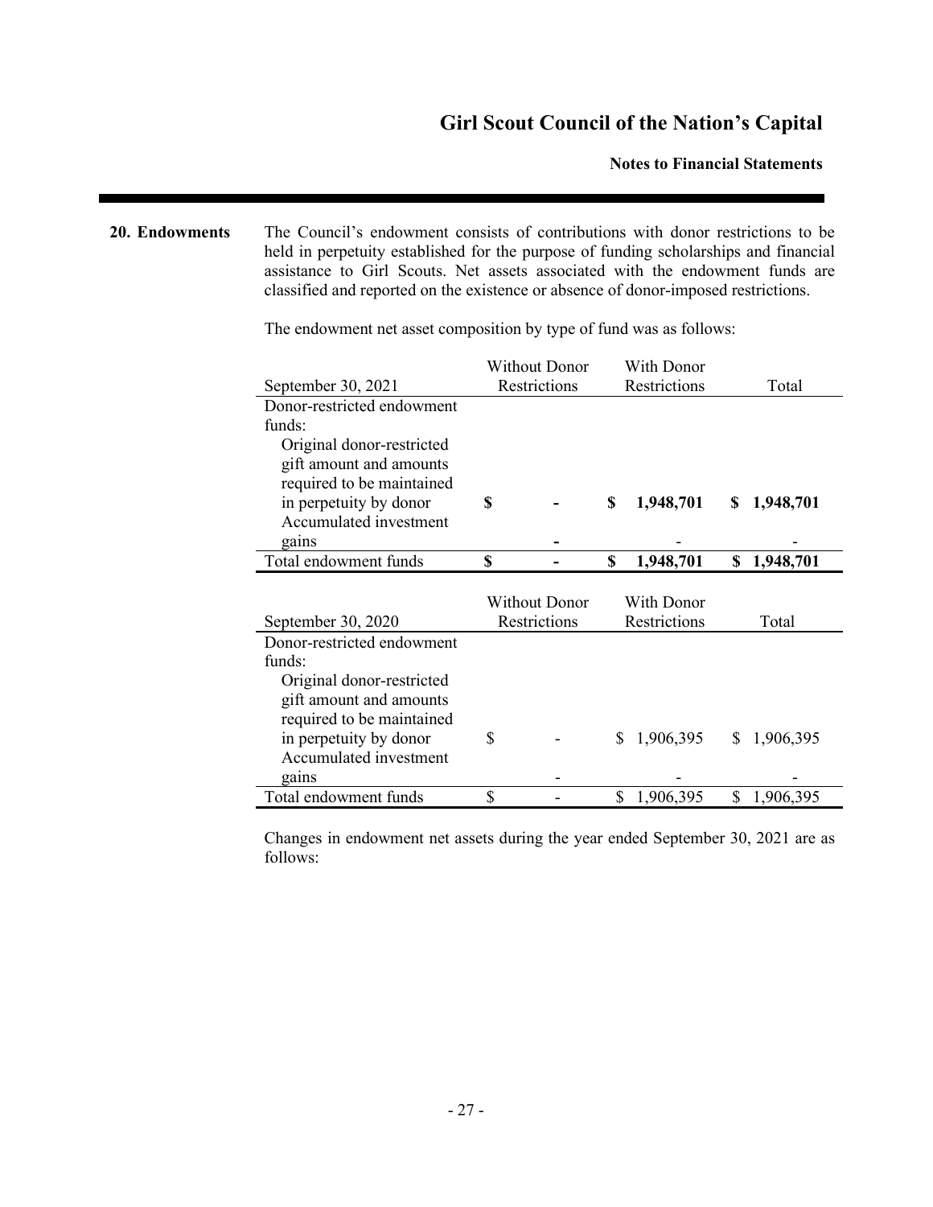## 20. Endowments

The Council's endowment consists of contributions with donor restrictions to be held in perpetuity established for the purpose of funding scholarships and financial assistance to Girl Scouts. Net assets associated with the endowment funds are classified and reported on the existence or absence of donor-imposed restrictions.

The endowment net asset composition by type of fund was as follows:

| September 30, 2021 | Without Donor Restrictions | With Donor Restrictions | Total |
|---|---|---|---|
| Donor-restricted endowment funds: | | | |
| Original donor-restricted gift amount and amounts required to be maintained in perpetuity by donor | **$ -** | **$ 1,948,701** | **$ 1,948,701** |
| Accumulated investment gains | **-** | - | - |
| Total endowment funds | **$ -** | **$ 1,948,701** | **$ 1,948,701** |

| September 30, 2020 | Without Donor Restrictions | With Donor Restrictions | Total |
|---|---|---|---|
| Donor-restricted endowment funds: | | | |
| Original donor-restricted gift amount and amounts required to be maintained in perpetuity by donor | $ - | $ 1,906,395 | $ 1,906,395 |
| Accumulated investment gains | - | - | - |
| Total endowment funds | $ - | $ 1,906,395 | $ 1,906,395 |

Changes in endowment net assets during the year ended September 30, 2021 are as follows: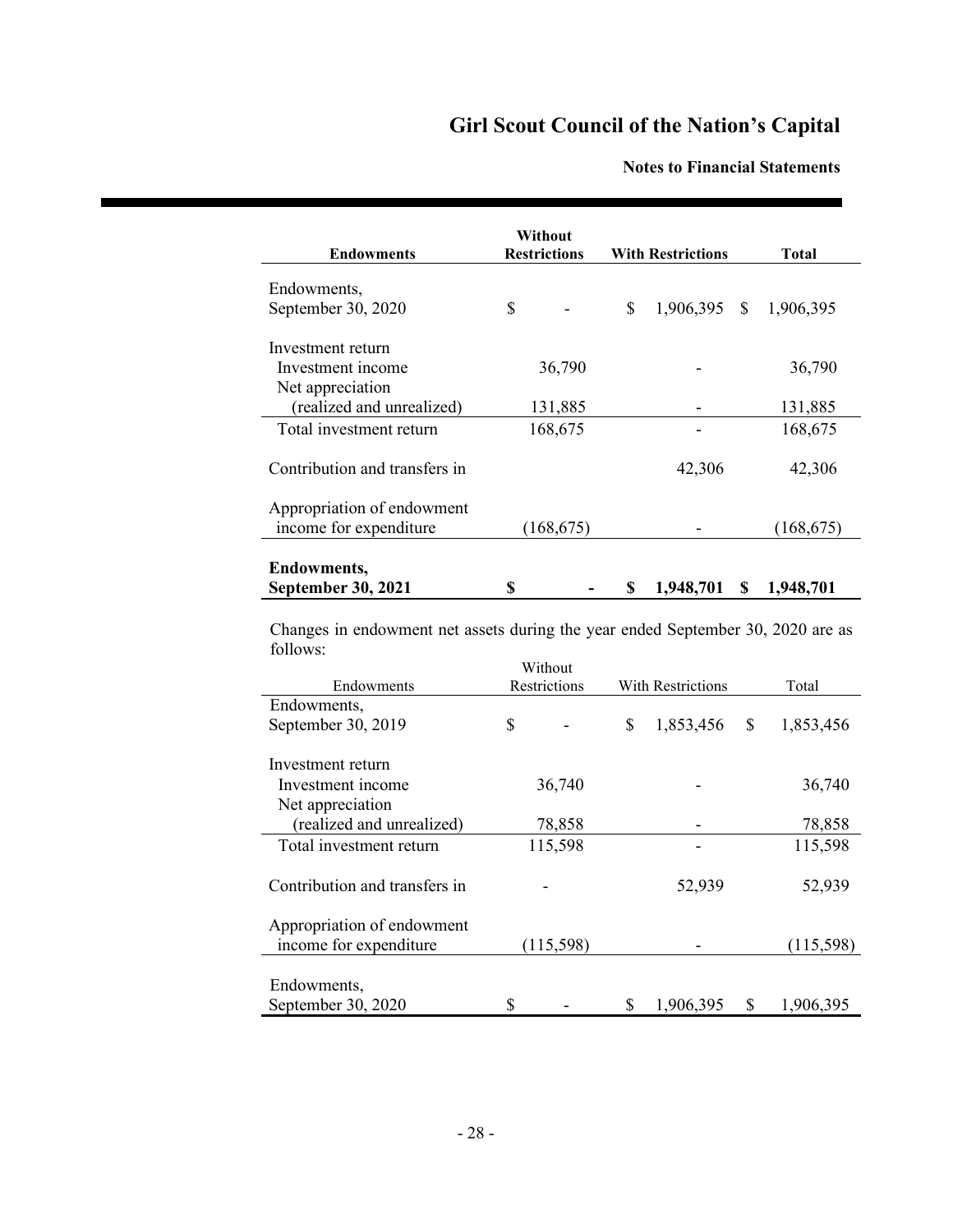| Endowments | Without Restrictions | With Restrictions | Total |
|---|---|---|---|
| Endowments, September 30, 2020 | $ - | $ 1,906,395 | $ 1,906,395 |
| Investment return | | | |
| Investment income | 36,790 | - | 36,790 |
| Net appreciation (realized and unrealized) | 131,885 | - | 131,885 |
| Total investment return | 168,675 | - | 168,675 |
| Contribution and transfers in | | 42,306 | 42,306 |
| Appropriation of endowment income for expenditure | (168,675) | - | (168,675) |
| **Endowments, September 30, 2021** | **$ -** | **$ 1,948,701** | **$ 1,948,701** |

Changes in endowment net assets during the year ended September 30, 2020 are as follows:

| Endowments | Without Restrictions | With Restrictions | Total |
|---|---|---|---|
| Endowments, September 30, 2019 | $ - | $ 1,853,456 | $ 1,853,456 |
| Investment return | | | |
| Investment income | 36,740 | - | 36,740 |
| Net appreciation (realized and unrealized) | 78,858 | - | 78,858 |
| Total investment return | 115,598 | - | 115,598 |
| Contribution and transfers in | - | 52,939 | 52,939 |
| Appropriation of endowment income for expenditure | (115,598) | - | (115,598) |
| Endowments, September 30, 2020 | $ - | $ 1,906,395 | $ 1,906,395 |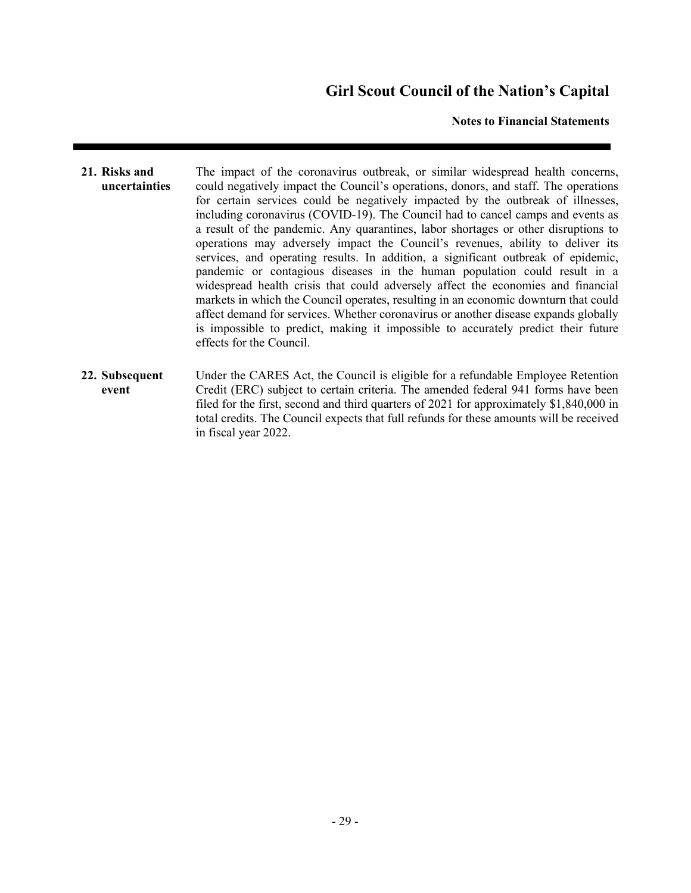**21. Risks and uncertainties**

The impact of the coronavirus outbreak, or similar widespread health concerns, could negatively impact the Council's operations, donors, and staff. The operations for certain services could be negatively impacted by the outbreak of illnesses, including coronavirus (COVID-19). The Council had to cancel camps and events as a result of the pandemic. Any quarantines, labor shortages or other disruptions to operations may adversely impact the Council's revenues, ability to deliver its services, and operating results. In addition, a significant outbreak of epidemic, pandemic or contagious diseases in the human population could result in a widespread health crisis that could adversely affect the economies and financial markets in which the Council operates, resulting in an economic downturn that could affect demand for services. Whether coronavirus or another disease expands globally is impossible to predict, making it impossible to accurately predict their future effects for the Council.

**22. Subsequent event**

Under the CARES Act, the Council is eligible for a refundable Employee Retention Credit (ERC) subject to certain criteria. The amended federal 941 forms have been filed for the first, second and third quarters of 2021 for approximately $1,840,000 in total credits. The Council expects that full refunds for these amounts will be received in fiscal year 2022.